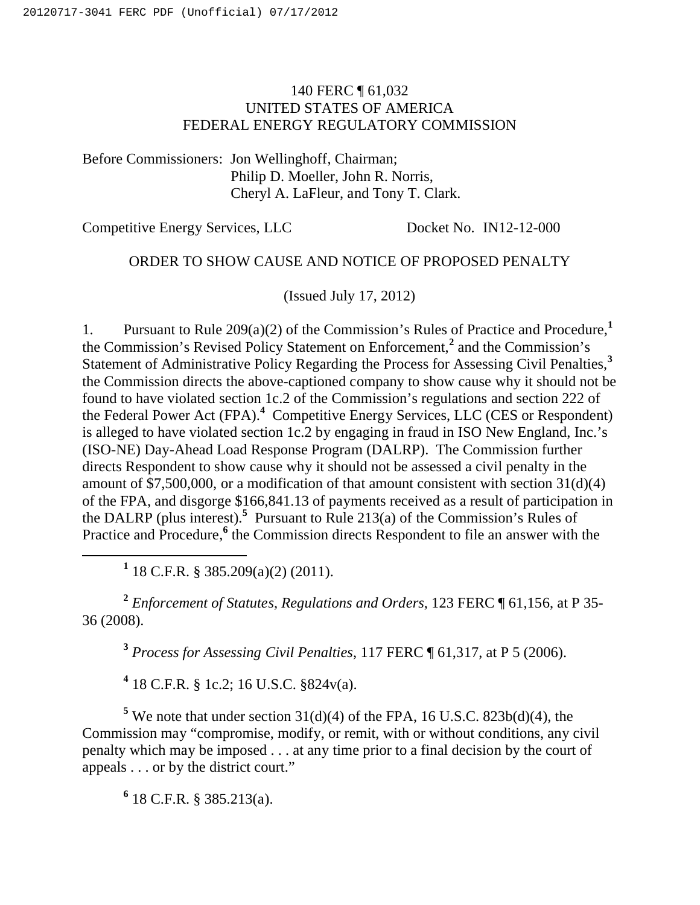140 FERC ¶ 61,032
UNITED STATES OF AMERICA
FEDERAL ENERGY REGULATORY COMMISSION

Before Commissioners: Jon Wellinghoff, Chairman;
Philip D. Moeller, John R. Norris,
Cheryl A. LaFleur, and Tony T. Clark.

Competitive Energy Services, LLC Docket No. IN12-12-000

ORDER TO SHOW CAUSE AND NOTICE OF PROPOSED PENALTY

(Issued July 17, 2012)

1. Pursuant to Rule 209(a)(2) of the Commission's Rules of Practice and Procedure,[1] the Commission's Revised Policy Statement on Enforcement,[2] and the Commission's Statement of Administrative Policy Regarding the Process for Assessing Civil Penalties,[3] the Commission directs the above-captioned company to show cause why it should not be found to have violated section 1c.2 of the Commission's regulations and section 222 of the Federal Power Act (FPA).[4] Competitive Energy Services, LLC (CES or Respondent) is alleged to have violated section 1c.2 by engaging in fraud in ISO New England, Inc.'s (ISO-NE) Day-Ahead Load Response Program (DALRP). The Commission further directs Respondent to show cause why it should not be assessed a civil penalty in the amount of $7,500,000, or a modification of that amount consistent with section 31(d)(4) of the FPA, and disgorge $166,841.13 of payments received as a result of participation in the DALRP (plus interest).[5] Pursuant to Rule 213(a) of the Commission's Rules of Practice and Procedure,[6] the Commission directs Respondent to file an answer with the

[1] 18 C.F.R. § 385.209(a)(2) (2011).

[2] *Enforcement of Statutes, Regulations and Orders*, 123 FERC ¶ 61,156, at P 35-36 (2008).

[3] *Process for Assessing Civil Penalties*, 117 FERC ¶ 61,317, at P 5 (2006).

[4] 18 C.F.R. § 1c.2; 16 U.S.C. §824v(a).

[5] We note that under section 31(d)(4) of the FPA, 16 U.S.C. 823b(d)(4), the Commission may "compromise, modify, or remit, with or without conditions, any civil penalty which may be imposed . . . at any time prior to a final decision by the court of appeals . . . or by the district court."

[6] 18 C.F.R. § 385.213(a).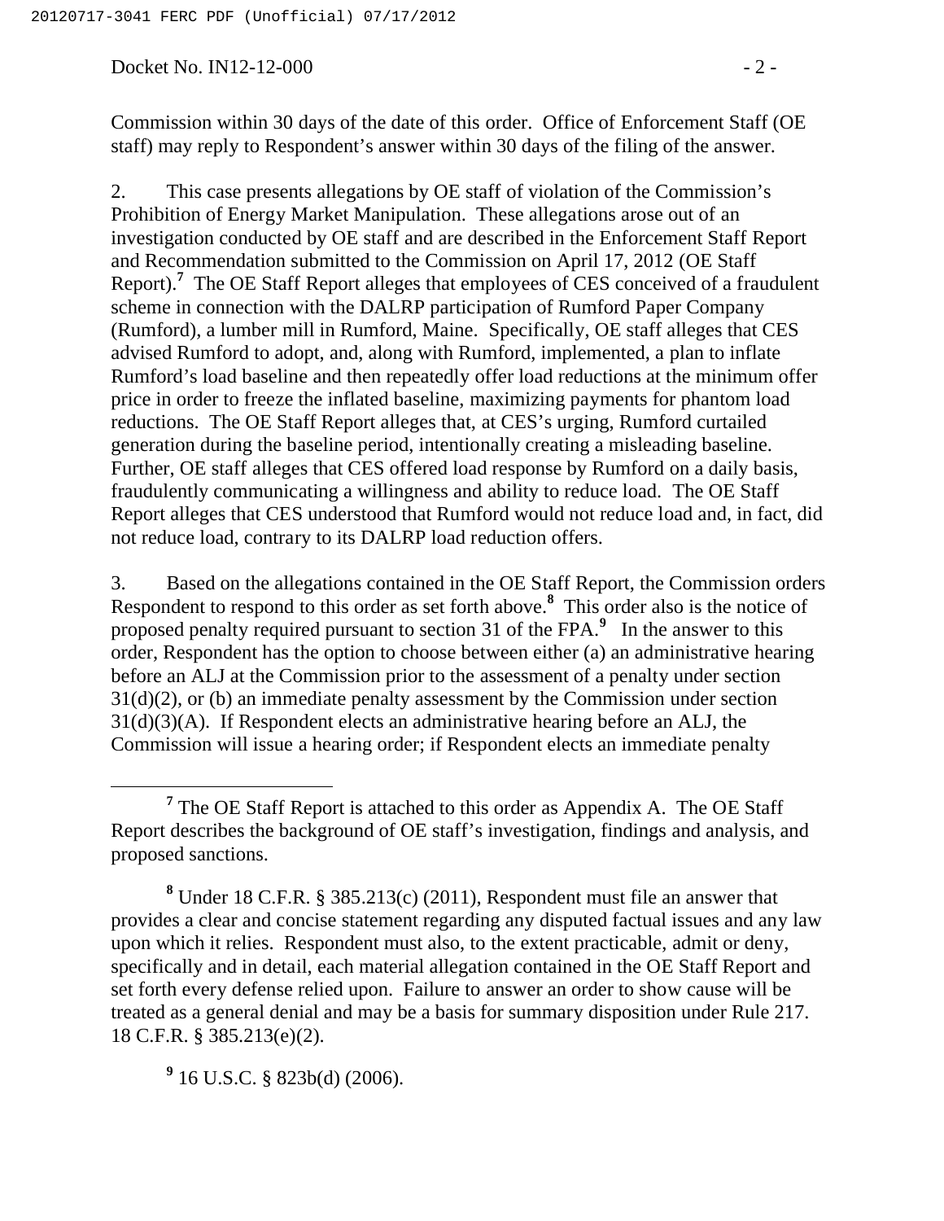Commission within 30 days of the date of this order. Office of Enforcement Staff (OE staff) may reply to Respondent's answer within 30 days of the filing of the answer.

2. This case presents allegations by OE staff of violation of the Commission's Prohibition of Energy Market Manipulation. These allegations arose out of an investigation conducted by OE staff and are described in the Enforcement Staff Report and Recommendation submitted to the Commission on April 17, 2012 (OE Staff Report).[7] The OE Staff Report alleges that employees of CES conceived of a fraudulent scheme in connection with the DALRP participation of Rumford Paper Company (Rumford), a lumber mill in Rumford, Maine. Specifically, OE staff alleges that CES advised Rumford to adopt, and, along with Rumford, implemented, a plan to inflate Rumford's load baseline and then repeatedly offer load reductions at the minimum offer price in order to freeze the inflated baseline, maximizing payments for phantom load reductions. The OE Staff Report alleges that, at CES's urging, Rumford curtailed generation during the baseline period, intentionally creating a misleading baseline. Further, OE staff alleges that CES offered load response by Rumford on a daily basis, fraudulently communicating a willingness and ability to reduce load. The OE Staff Report alleges that CES understood that Rumford would not reduce load and, in fact, did not reduce load, contrary to its DALRP load reduction offers.

3. Based on the allegations contained in the OE Staff Report, the Commission orders Respondent to respond to this order as set forth above.[8] This order also is the notice of proposed penalty required pursuant to section 31 of the FPA.[9] In the answer to this order, Respondent has the option to choose between either (a) an administrative hearing before an ALJ at the Commission prior to the assessment of a penalty under section 31(d)(2), or (b) an immediate penalty assessment by the Commission under section 31(d)(3)(A). If Respondent elects an administrative hearing before an ALJ, the Commission will issue a hearing order; if Respondent elects an immediate penalty

[7] The OE Staff Report is attached to this order as Appendix A. The OE Staff Report describes the background of OE staff's investigation, findings and analysis, and proposed sanctions.

[8] Under 18 C.F.R. § 385.213(c) (2011), Respondent must file an answer that provides a clear and concise statement regarding any disputed factual issues and any law upon which it relies. Respondent must also, to the extent practicable, admit or deny, specifically and in detail, each material allegation contained in the OE Staff Report and set forth every defense relied upon. Failure to answer an order to show cause will be treated as a general denial and may be a basis for summary disposition under Rule 217. 18 C.F.R. § 385.213(e)(2).

[9] 16 U.S.C. § 823b(d) (2006).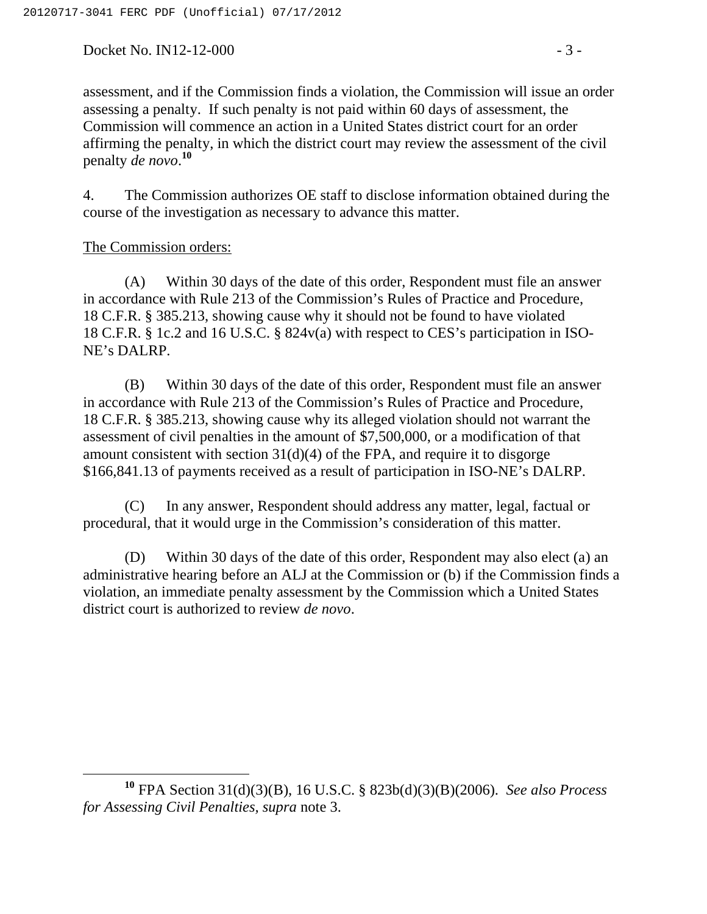assessment, and if the Commission finds a violation, the Commission will issue an order assessing a penalty. If such penalty is not paid within 60 days of assessment, the Commission will commence an action in a United States district court for an order affirming the penalty, in which the district court may review the assessment of the civil penalty *de novo*.[10]

4. The Commission authorizes OE staff to disclose information obtained during the course of the investigation as necessary to advance this matter.

The Commission orders:

(A) Within 30 days of the date of this order, Respondent must file an answer in accordance with Rule 213 of the Commission's Rules of Practice and Procedure, 18 C.F.R. § 385.213, showing cause why it should not be found to have violated 18 C.F.R. § 1c.2 and 16 U.S.C. § 824v(a) with respect to CES's participation in ISO-NE's DALRP.

(B) Within 30 days of the date of this order, Respondent must file an answer in accordance with Rule 213 of the Commission's Rules of Practice and Procedure, 18 C.F.R. § 385.213, showing cause why its alleged violation should not warrant the assessment of civil penalties in the amount of $7,500,000, or a modification of that amount consistent with section 31(d)(4) of the FPA, and require it to disgorge $166,841.13 of payments received as a result of participation in ISO-NE's DALRP.

(C) In any answer, Respondent should address any matter, legal, factual or procedural, that it would urge in the Commission's consideration of this matter.

(D) Within 30 days of the date of this order, Respondent may also elect (a) an administrative hearing before an ALJ at the Commission or (b) if the Commission finds a violation, an immediate penalty assessment by the Commission which a United States district court is authorized to review *de novo*.

---

[10] FPA Section 31(d)(3)(B), 16 U.S.C. § 823b(d)(3)(B)(2006). *See also Process for Assessing Civil Penalties, supra* note 3.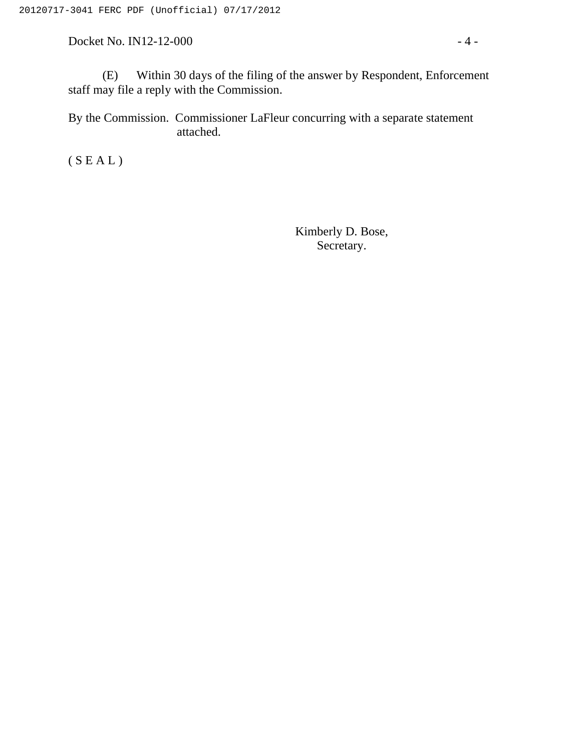(E) Within 30 days of the filing of the answer by Respondent, Enforcement staff may file a reply with the Commission.

By the Commission. Commissioner LaFleur concurring with a separate statement attached.

( S E A L )

Kimberly D. Bose,
Secretary.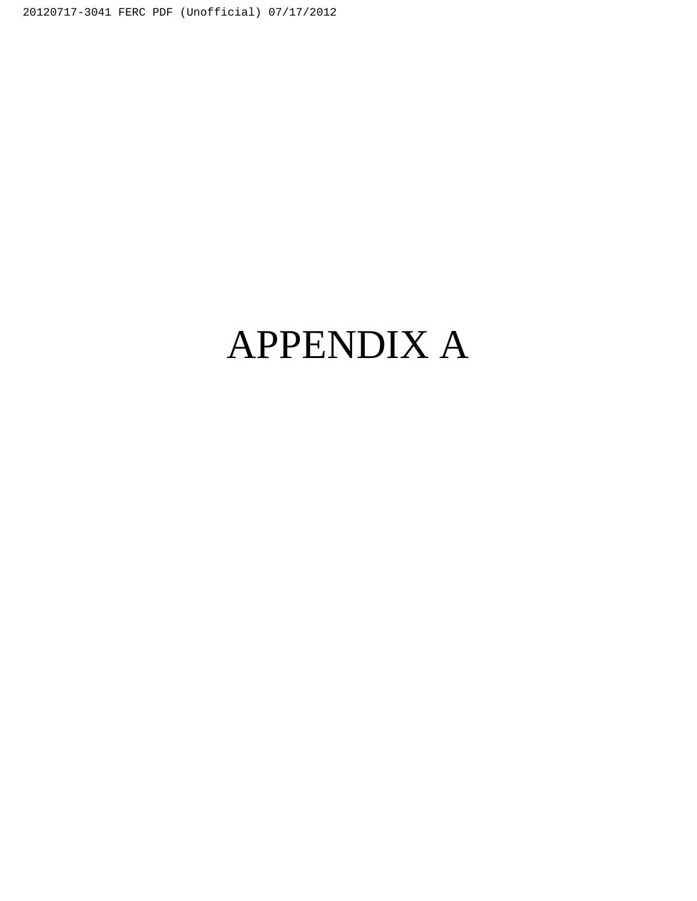# APPENDIX A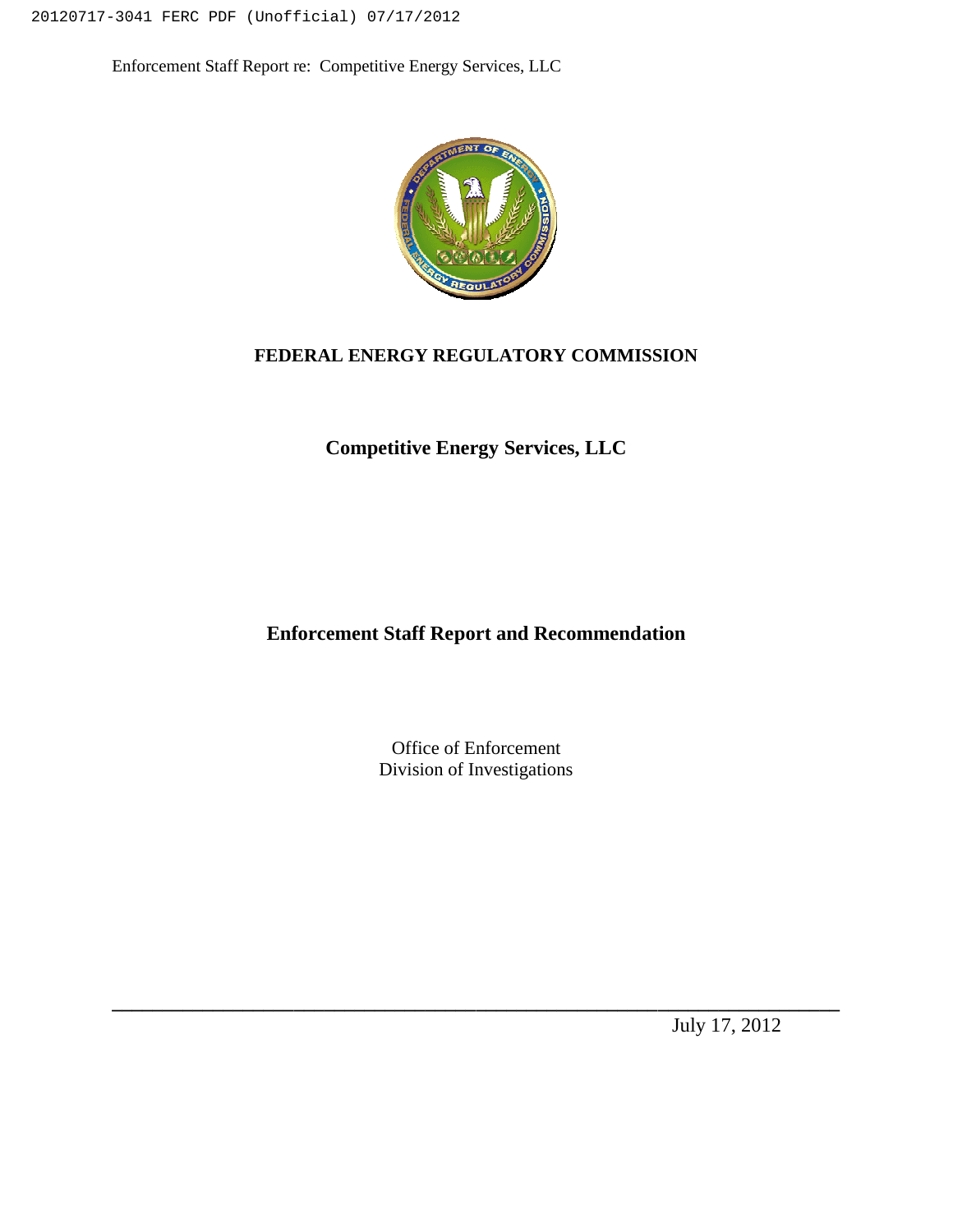**FEDERAL ENERGY REGULATORY COMMISSION**

**Competitive Energy Services, LLC**

**Enforcement Staff Report and Recommendation**

Office of Enforcement
Division of Investigations

July 17, 2012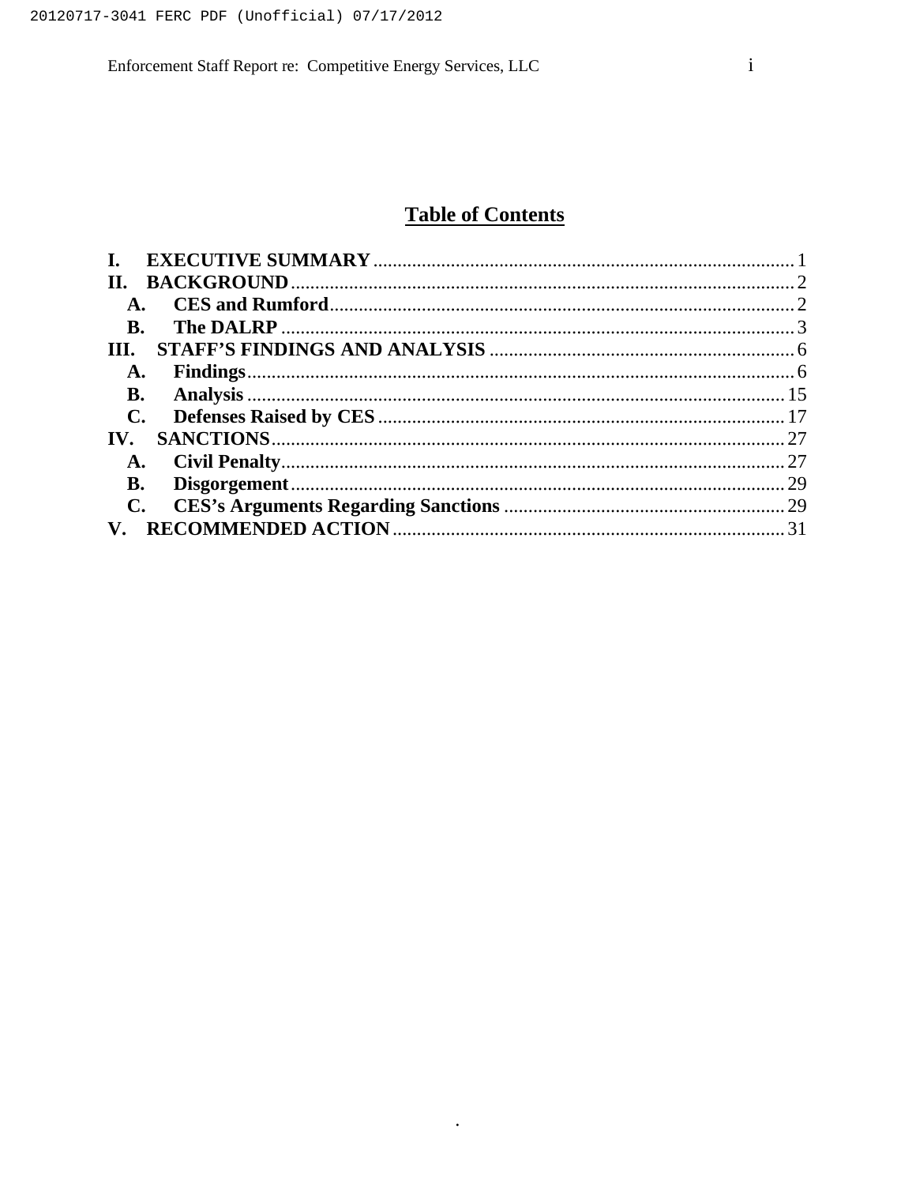## Table of Contents

I. EXECUTIVE SUMMARY ........ 1

II. BACKGROUND ........ 2

- A. CES and Rumford ........ 2
- B. The DALRP ........ 3

III. STAFF'S FINDINGS AND ANALYSIS ........ 6

- A. Findings ........ 6
- B. Analysis ........ 15
- C. Defenses Raised by CES ........ 17

IV. SANCTIONS ........ 27

- A. Civil Penalty ........ 27
- B. Disgorgement ........ 29
- C. CES's Arguments Regarding Sanctions ........ 29

V. RECOMMENDED ACTION ........ 31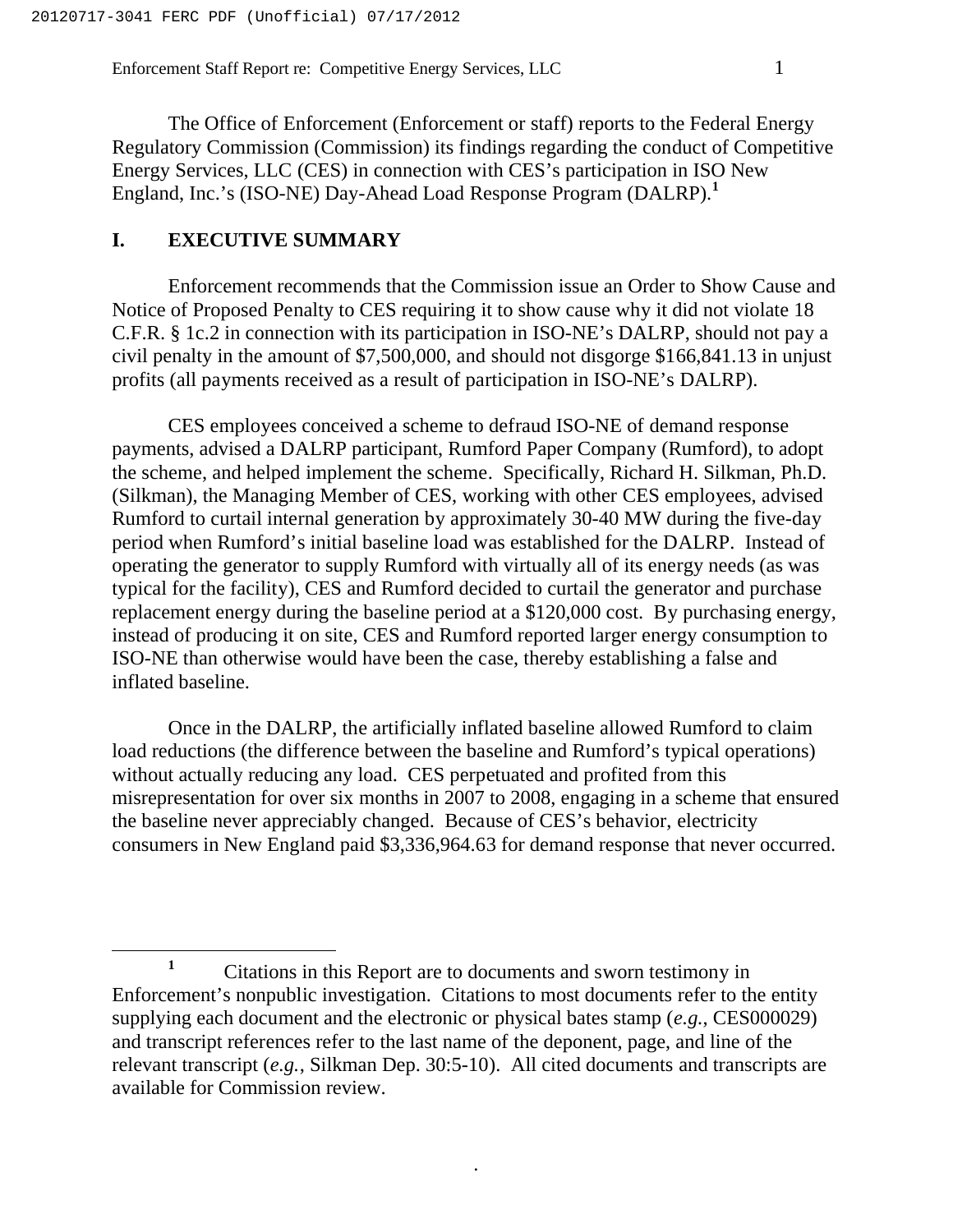The Office of Enforcement (Enforcement or staff) reports to the Federal Energy Regulatory Commission (Commission) its findings regarding the conduct of Competitive Energy Services, LLC (CES) in connection with CES's participation in ISO New England, Inc.'s (ISO-NE) Day-Ahead Load Response Program (DALRP).[1]

## I. EXECUTIVE SUMMARY

Enforcement recommends that the Commission issue an Order to Show Cause and Notice of Proposed Penalty to CES requiring it to show cause why it did not violate 18 C.F.R. § 1c.2 in connection with its participation in ISO-NE's DALRP, should not pay a civil penalty in the amount of $7,500,000, and should not disgorge $166,841.13 in unjust profits (all payments received as a result of participation in ISO-NE's DALRP).

CES employees conceived a scheme to defraud ISO-NE of demand response payments, advised a DALRP participant, Rumford Paper Company (Rumford), to adopt the scheme, and helped implement the scheme. Specifically, Richard H. Silkman, Ph.D. (Silkman), the Managing Member of CES, working with other CES employees, advised Rumford to curtail internal generation by approximately 30-40 MW during the five-day period when Rumford's initial baseline load was established for the DALRP. Instead of operating the generator to supply Rumford with virtually all of its energy needs (as was typical for the facility), CES and Rumford decided to curtail the generator and purchase replacement energy during the baseline period at a $120,000 cost. By purchasing energy, instead of producing it on site, CES and Rumford reported larger energy consumption to ISO-NE than otherwise would have been the case, thereby establishing a false and inflated baseline.

Once in the DALRP, the artificially inflated baseline allowed Rumford to claim load reductions (the difference between the baseline and Rumford's typical operations) without actually reducing any load. CES perpetuated and profited from this misrepresentation for over six months in 2007 to 2008, engaging in a scheme that ensured the baseline never appreciably changed. Because of CES's behavior, electricity consumers in New England paid $3,336,964.63 for demand response that never occurred.

[1] Citations in this Report are to documents and sworn testimony in Enforcement's nonpublic investigation. Citations to most documents refer to the entity supplying each document and the electronic or physical bates stamp (*e.g.*, CES000029) and transcript references refer to the last name of the deponent, page, and line of the relevant transcript (*e.g.*, Silkman Dep. 30:5-10). All cited documents and transcripts are available for Commission review.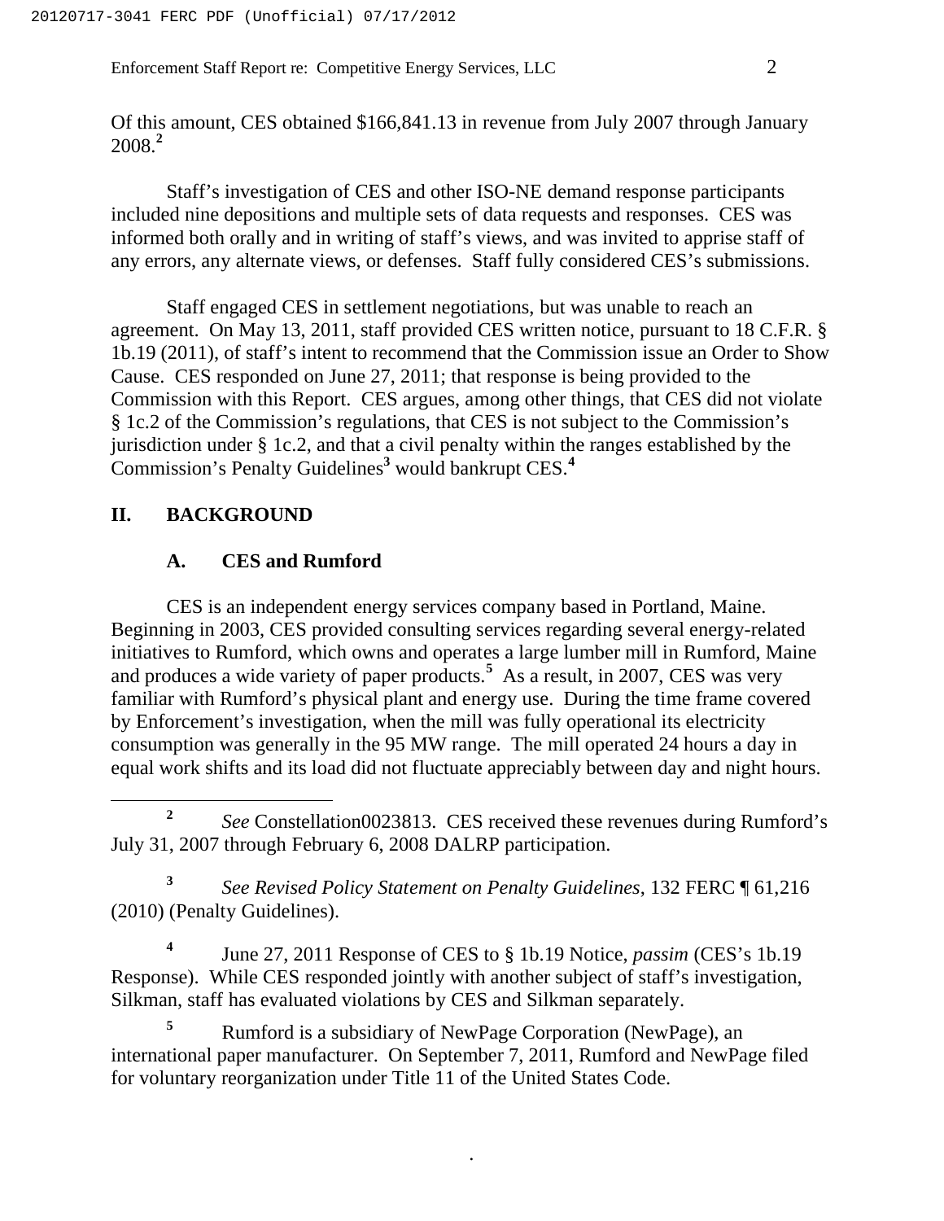Of this amount, CES obtained $166,841.13 in revenue from July 2007 through January 2008.[2]

Staff's investigation of CES and other ISO-NE demand response participants included nine depositions and multiple sets of data requests and responses. CES was informed both orally and in writing of staff's views, and was invited to apprise staff of any errors, any alternate views, or defenses. Staff fully considered CES's submissions.

Staff engaged CES in settlement negotiations, but was unable to reach an agreement. On May 13, 2011, staff provided CES written notice, pursuant to 18 C.F.R. § 1b.19 (2011), of staff's intent to recommend that the Commission issue an Order to Show Cause. CES responded on June 27, 2011; that response is being provided to the Commission with this Report. CES argues, among other things, that CES did not violate § 1c.2 of the Commission's regulations, that CES is not subject to the Commission's jurisdiction under § 1c.2, and that a civil penalty within the ranges established by the Commission's Penalty Guidelines[3] would bankrupt CES.[4]

## II. BACKGROUND

### A. CES and Rumford

CES is an independent energy services company based in Portland, Maine. Beginning in 2003, CES provided consulting services regarding several energy-related initiatives to Rumford, which owns and operates a large lumber mill in Rumford, Maine and produces a wide variety of paper products.[5] As a result, in 2007, CES was very familiar with Rumford's physical plant and energy use. During the time frame covered by Enforcement's investigation, when the mill was fully operational its electricity consumption was generally in the 95 MW range. The mill operated 24 hours a day in equal work shifts and its load did not fluctuate appreciably between day and night hours.

---

[2] *See* Constellation0023813. CES received these revenues during Rumford's July 31, 2007 through February 6, 2008 DALRP participation.

[3] *See Revised Policy Statement on Penalty Guidelines*, 132 FERC ¶ 61,216 (2010) (Penalty Guidelines).

[4] June 27, 2011 Response of CES to § 1b.19 Notice, *passim* (CES's 1b.19 Response). While CES responded jointly with another subject of staff's investigation, Silkman, staff has evaluated violations by CES and Silkman separately.

[5] Rumford is a subsidiary of NewPage Corporation (NewPage), an international paper manufacturer. On September 7, 2011, Rumford and NewPage filed for voluntary reorganization under Title 11 of the United States Code.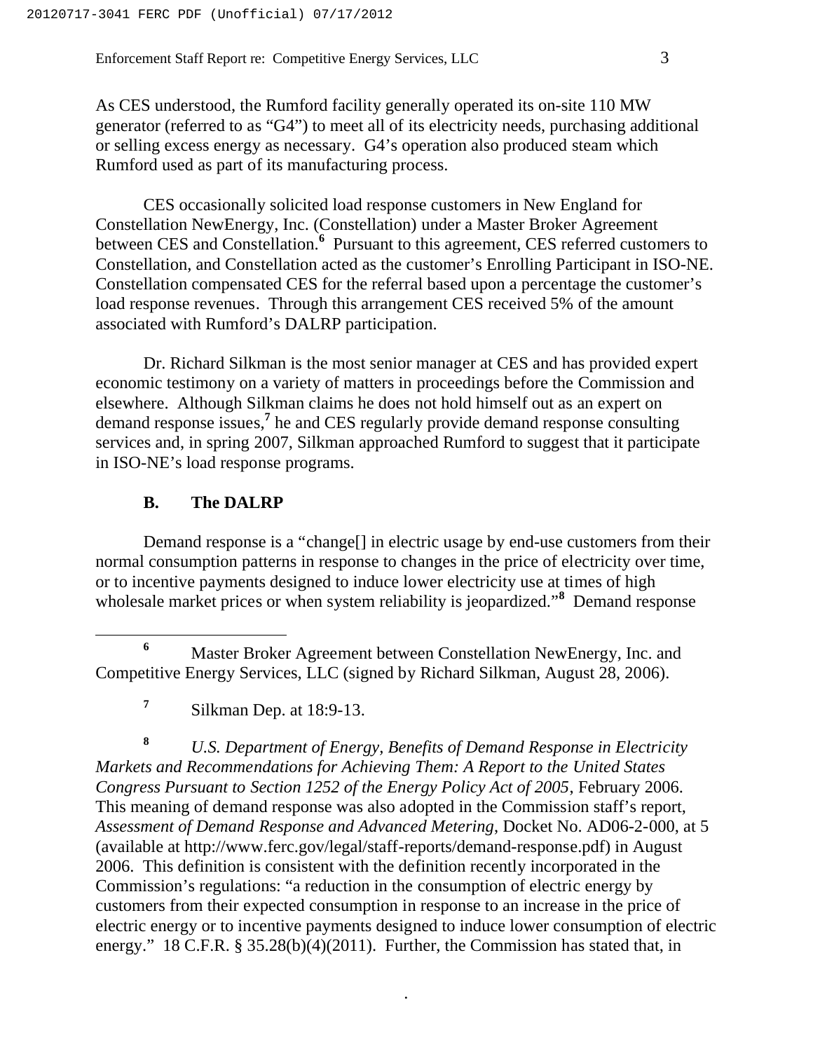As CES understood, the Rumford facility generally operated its on-site 110 MW generator (referred to as "G4") to meet all of its electricity needs, purchasing additional or selling excess energy as necessary. G4's operation also produced steam which Rumford used as part of its manufacturing process.

CES occasionally solicited load response customers in New England for Constellation NewEnergy, Inc. (Constellation) under a Master Broker Agreement between CES and Constellation.[6] Pursuant to this agreement, CES referred customers to Constellation, and Constellation acted as the customer's Enrolling Participant in ISO-NE. Constellation compensated CES for the referral based upon a percentage the customer's load response revenues. Through this arrangement CES received 5% of the amount associated with Rumford's DALRP participation.

Dr. Richard Silkman is the most senior manager at CES and has provided expert economic testimony on a variety of matters in proceedings before the Commission and elsewhere. Although Silkman claims he does not hold himself out as an expert on demand response issues,[7] he and CES regularly provide demand response consulting services and, in spring 2007, Silkman approached Rumford to suggest that it participate in ISO-NE's load response programs.

### B. The DALRP

Demand response is a "change[] in electric usage by end-use customers from their normal consumption patterns in response to changes in the price of electricity over time, or to incentive payments designed to induce lower electricity use at times of high wholesale market prices or when system reliability is jeopardized."[8] Demand response

---

[6] Master Broker Agreement between Constellation NewEnergy, Inc. and Competitive Energy Services, LLC (signed by Richard Silkman, August 28, 2006).

[7] Silkman Dep. at 18:9-13.

[8] *U.S. Department of Energy, Benefits of Demand Response in Electricity Markets and Recommendations for Achieving Them: A Report to the United States Congress Pursuant to Section 1252 of the Energy Policy Act of 2005*, February 2006. This meaning of demand response was also adopted in the Commission staff's report, *Assessment of Demand Response and Advanced Metering*, Docket No. AD06-2-000, at 5 (available at http://www.ferc.gov/legal/staff-reports/demand-response.pdf) in August 2006. This definition is consistent with the definition recently incorporated in the Commission's regulations: "a reduction in the consumption of electric energy by customers from their expected consumption in response to an increase in the price of electric energy or to incentive payments designed to induce lower consumption of electric energy." 18 C.F.R. § 35.28(b)(4)(2011). Further, the Commission has stated that, in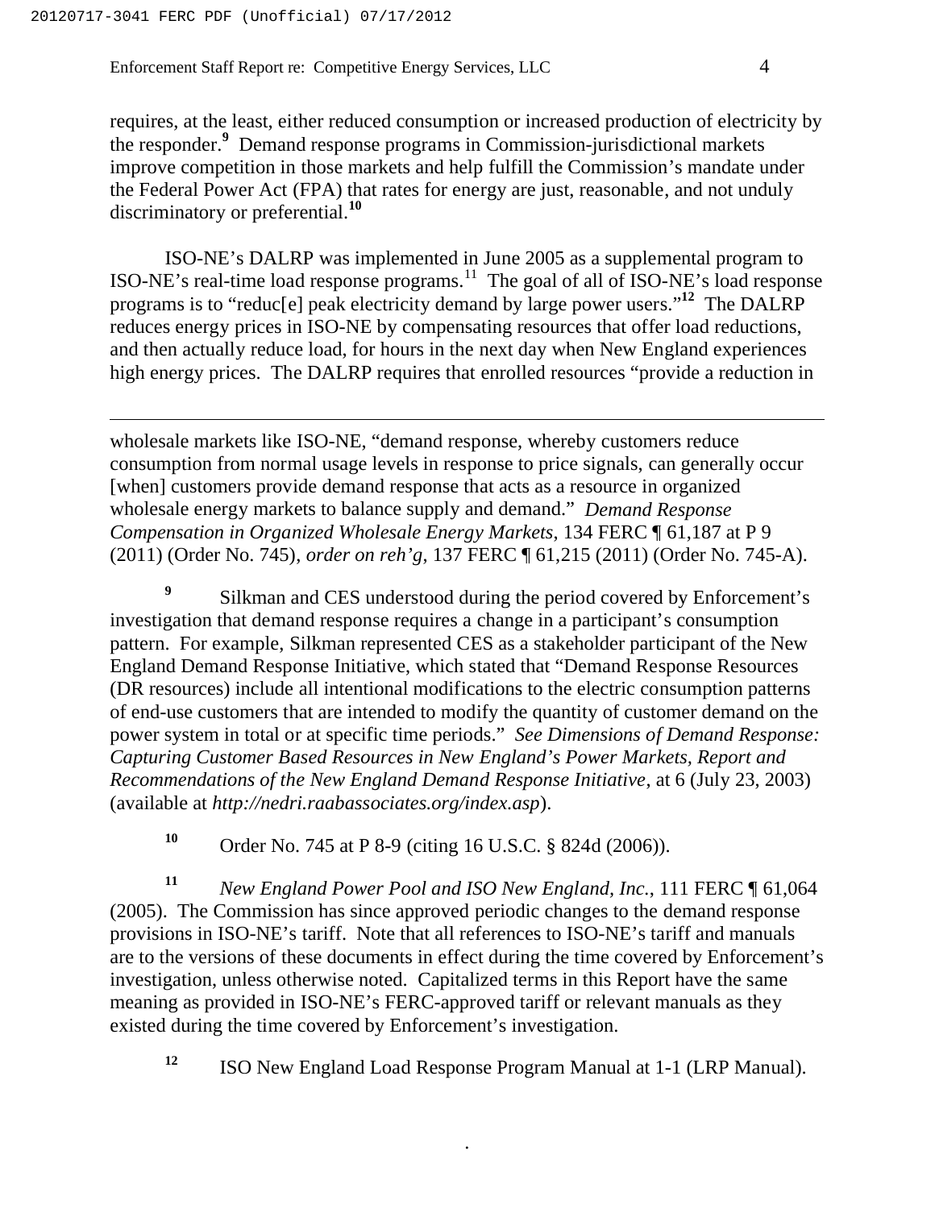requires, at the least, either reduced consumption or increased production of electricity by the responder.[9] Demand response programs in Commission-jurisdictional markets improve competition in those markets and help fulfill the Commission's mandate under the Federal Power Act (FPA) that rates for energy are just, reasonable, and not unduly discriminatory or preferential.[10]

ISO-NE's DALRP was implemented in June 2005 as a supplemental program to ISO-NE's real-time load response programs.[11] The goal of all of ISO-NE's load response programs is to "reduc[e] peak electricity demand by large power users."[12] The DALRP reduces energy prices in ISO-NE by compensating resources that offer load reductions, and then actually reduce load, for hours in the next day when New England experiences high energy prices. The DALRP requires that enrolled resources "provide a reduction in

---

wholesale markets like ISO-NE, "demand response, whereby customers reduce consumption from normal usage levels in response to price signals, can generally occur [when] customers provide demand response that acts as a resource in organized wholesale energy markets to balance supply and demand." *Demand Response Compensation in Organized Wholesale Energy Markets*, 134 FERC ¶ 61,187 at P 9 (2011) (Order No. 745), *order on reh'g*, 137 FERC ¶ 61,215 (2011) (Order No. 745-A).

[9] Silkman and CES understood during the period covered by Enforcement's investigation that demand response requires a change in a participant's consumption pattern. For example, Silkman represented CES as a stakeholder participant of the New England Demand Response Initiative, which stated that "Demand Response Resources (DR resources) include all intentional modifications to the electric consumption patterns of end-use customers that are intended to modify the quantity of customer demand on the power system in total or at specific time periods." *See Dimensions of Demand Response: Capturing Customer Based Resources in New England's Power Markets, Report and Recommendations of the New England Demand Response Initiative*, at 6 (July 23, 2003) (available at *http://nedri.raabassociates.org/index.asp*).

[10] Order No. 745 at P 8-9 (citing 16 U.S.C. § 824d (2006)).

[11] *New England Power Pool and ISO New England, Inc.*, 111 FERC ¶ 61,064 (2005). The Commission has since approved periodic changes to the demand response provisions in ISO-NE's tariff. Note that all references to ISO-NE's tariff and manuals are to the versions of these documents in effect during the time covered by Enforcement's investigation, unless otherwise noted. Capitalized terms in this Report have the same meaning as provided in ISO-NE's FERC-approved tariff or relevant manuals as they existed during the time covered by Enforcement's investigation.

[12] ISO New England Load Response Program Manual at 1-1 (LRP Manual).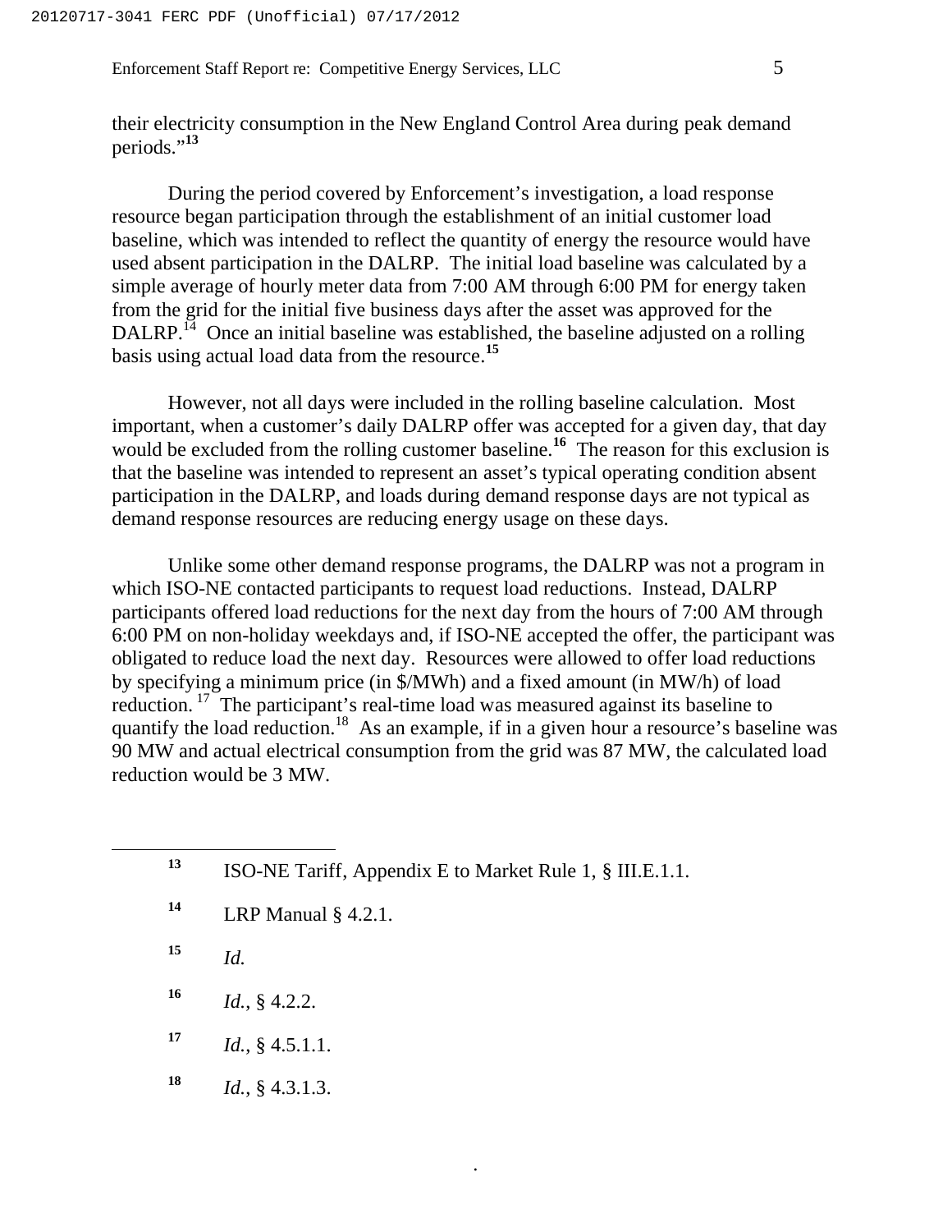their electricity consumption in the New England Control Area during peak demand periods."[13]

During the period covered by Enforcement's investigation, a load response resource began participation through the establishment of an initial customer load baseline, which was intended to reflect the quantity of energy the resource would have used absent participation in the DALRP. The initial load baseline was calculated by a simple average of hourly meter data from 7:00 AM through 6:00 PM for energy taken from the grid for the initial five business days after the asset was approved for the DALRP.[14] Once an initial baseline was established, the baseline adjusted on a rolling basis using actual load data from the resource.[15]

However, not all days were included in the rolling baseline calculation. Most important, when a customer's daily DALRP offer was accepted for a given day, that day would be excluded from the rolling customer baseline.[16] The reason for this exclusion is that the baseline was intended to represent an asset's typical operating condition absent participation in the DALRP, and loads during demand response days are not typical as demand response resources are reducing energy usage on these days.

Unlike some other demand response programs, the DALRP was not a program in which ISO-NE contacted participants to request load reductions. Instead, DALRP participants offered load reductions for the next day from the hours of 7:00 AM through 6:00 PM on non-holiday weekdays and, if ISO-NE accepted the offer, the participant was obligated to reduce load the next day. Resources were allowed to offer load reductions by specifying a minimum price (in $/MWh) and a fixed amount (in MW/h) of load reduction.[17] The participant's real-time load was measured against its baseline to quantify the load reduction.[18] As an example, if in a given hour a resource's baseline was 90 MW and actual electrical consumption from the grid was 87 MW, the calculated load reduction would be 3 MW.

---

[13] ISO-NE Tariff, Appendix E to Market Rule 1, § III.E.1.1.

[14] LRP Manual § 4.2.1.

[15] *Id.*

[16] *Id.*, § 4.2.2.

[17] *Id.*, § 4.5.1.1.

[18] *Id.*, § 4.3.1.3.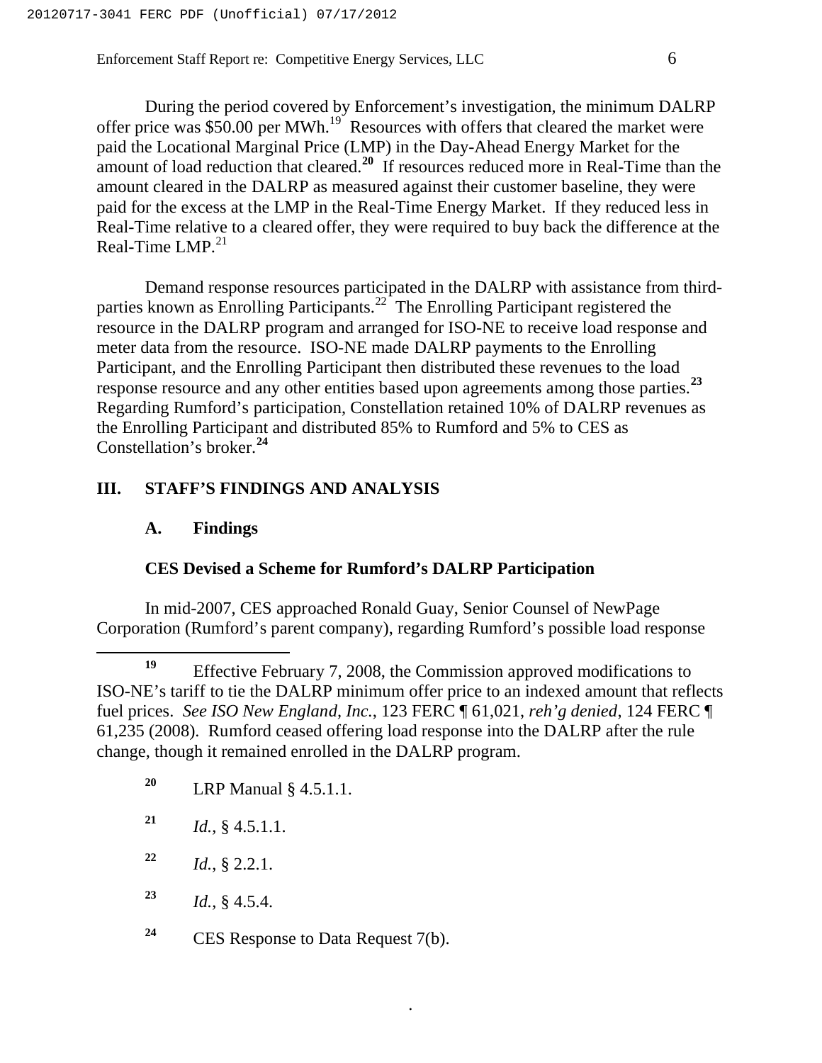During the period covered by Enforcement's investigation, the minimum DALRP offer price was $50.00 per MWh.[19] Resources with offers that cleared the market were paid the Locational Marginal Price (LMP) in the Day-Ahead Energy Market for the amount of load reduction that cleared.[20] If resources reduced more in Real-Time than the amount cleared in the DALRP as measured against their customer baseline, they were paid for the excess at the LMP in the Real-Time Energy Market. If they reduced less in Real-Time relative to a cleared offer, they were required to buy back the difference at the Real-Time LMP.[21]

Demand response resources participated in the DALRP with assistance from third-parties known as Enrolling Participants.[22] The Enrolling Participant registered the resource in the DALRP program and arranged for ISO-NE to receive load response and meter data from the resource. ISO-NE made DALRP payments to the Enrolling Participant, and the Enrolling Participant then distributed these revenues to the load response resource and any other entities based upon agreements among those parties.[23] Regarding Rumford's participation, Constellation retained 10% of DALRP revenues as the Enrolling Participant and distributed 85% to Rumford and 5% to CES as Constellation's broker.[24]

## III. STAFF'S FINDINGS AND ANALYSIS

### A. Findings

**CES Devised a Scheme for Rumford's DALRP Participation**

In mid-2007, CES approached Ronald Guay, Senior Counsel of NewPage Corporation (Rumford's parent company), regarding Rumford's possible load response

---

[19] Effective February 7, 2008, the Commission approved modifications to ISO-NE's tariff to tie the DALRP minimum offer price to an indexed amount that reflects fuel prices. *See ISO New England, Inc.*, 123 FERC ¶ 61,021, *reh'g denied*, 124 FERC ¶ 61,235 (2008). Rumford ceased offering load response into the DALRP after the rule change, though it remained enrolled in the DALRP program.

[20] LRP Manual § 4.5.1.1.

[21] *Id.*, § 4.5.1.1.

[22] *Id.*, § 2.2.1.

[23] *Id.*, § 4.5.4.

[24] CES Response to Data Request 7(b).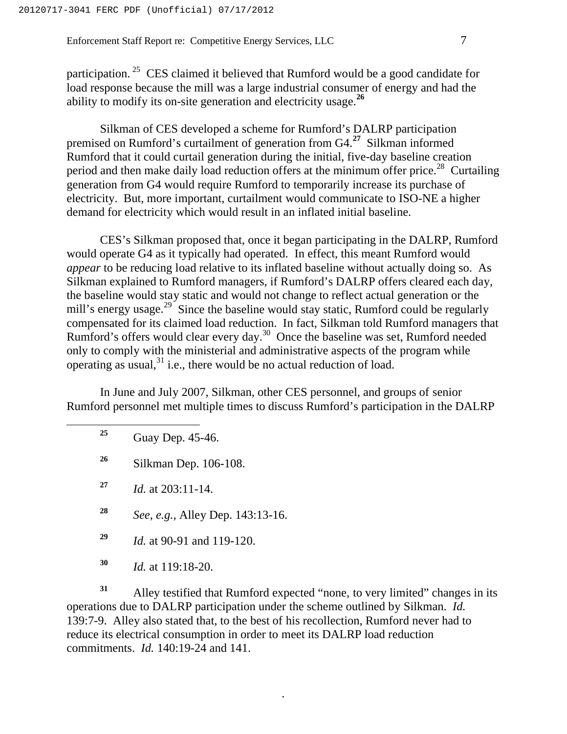participation.[25] CES claimed it believed that Rumford would be a good candidate for load response because the mill was a large industrial consumer of energy and had the ability to modify its on-site generation and electricity usage.[26]

Silkman of CES developed a scheme for Rumford's DALRP participation premised on Rumford's curtailment of generation from G4.[27] Silkman informed Rumford that it could curtail generation during the initial, five-day baseline creation period and then make daily load reduction offers at the minimum offer price.[28] Curtailing generation from G4 would require Rumford to temporarily increase its purchase of electricity. But, more important, curtailment would communicate to ISO-NE a higher demand for electricity which would result in an inflated initial baseline.

CES's Silkman proposed that, once it began participating in the DALRP, Rumford would operate G4 as it typically had operated. In effect, this meant Rumford would *appear* to be reducing load relative to its inflated baseline without actually doing so. As Silkman explained to Rumford managers, if Rumford's DALRP offers cleared each day, the baseline would stay static and would not change to reflect actual generation or the mill's energy usage.[29] Since the baseline would stay static, Rumford could be regularly compensated for its claimed load reduction. In fact, Silkman told Rumford managers that Rumford's offers would clear every day.[30] Once the baseline was set, Rumford needed only to comply with the ministerial and administrative aspects of the program while operating as usual,[31] i.e., there would be no actual reduction of load.

In June and July 2007, Silkman, other CES personnel, and groups of senior Rumford personnel met multiple times to discuss Rumford's participation in the DALRP

---

[25] Guay Dep. 45-46.

[26] Silkman Dep. 106-108.

[27] *Id.* at 203:11-14.

[28] *See*, *e.g.*, Alley Dep. 143:13-16.

[29] *Id.* at 90-91 and 119-120.

[30] *Id.* at 119:18-20.

[31] Alley testified that Rumford expected "none, to very limited" changes in its operations due to DALRP participation under the scheme outlined by Silkman. *Id.* 139:7-9. Alley also stated that, to the best of his recollection, Rumford never had to reduce its electrical consumption in order to meet its DALRP load reduction commitments. *Id.* 140:19-24 and 141.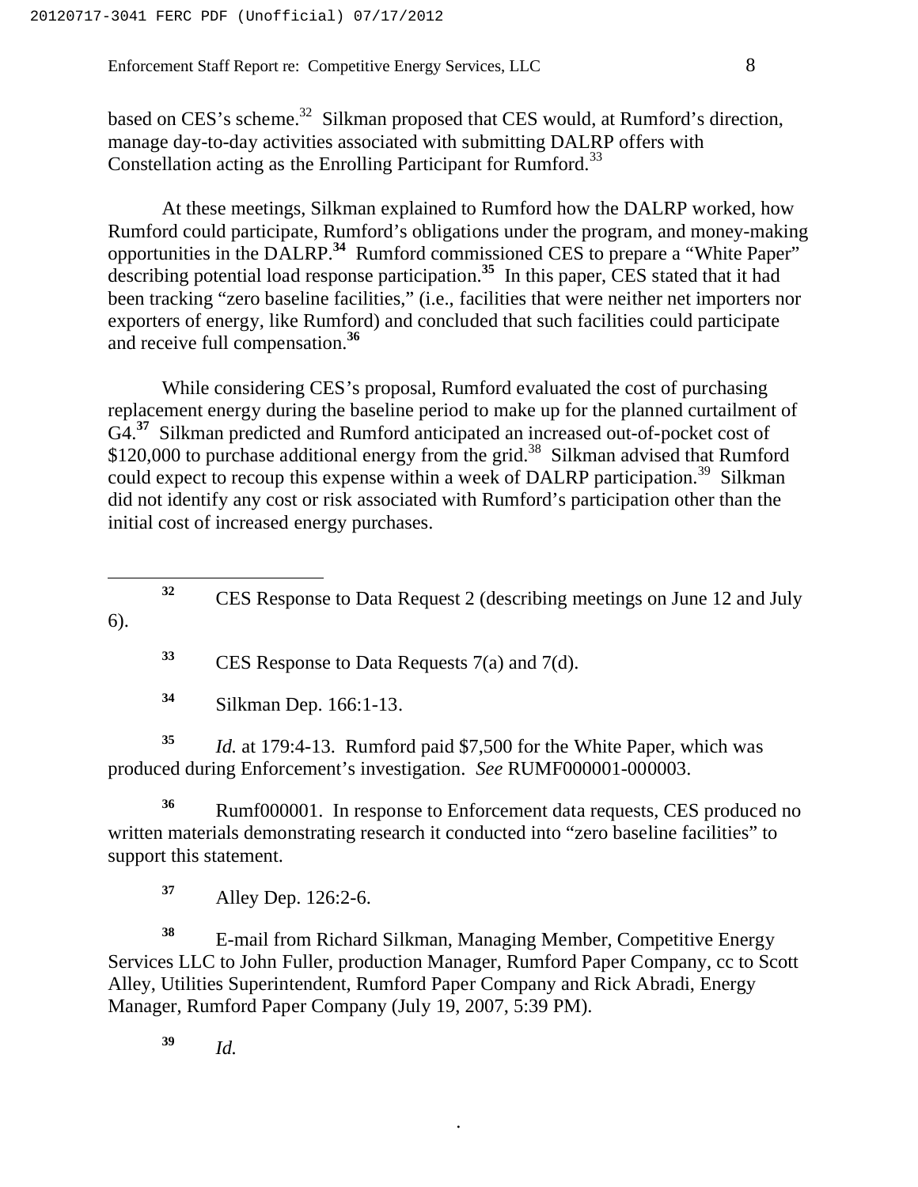based on CES's scheme.[32] Silkman proposed that CES would, at Rumford's direction, manage day-to-day activities associated with submitting DALRP offers with Constellation acting as the Enrolling Participant for Rumford.[33]

At these meetings, Silkman explained to Rumford how the DALRP worked, how Rumford could participate, Rumford's obligations under the program, and money-making opportunities in the DALRP.[34] Rumford commissioned CES to prepare a "White Paper" describing potential load response participation.[35] In this paper, CES stated that it had been tracking "zero baseline facilities," (i.e., facilities that were neither net importers nor exporters of energy, like Rumford) and concluded that such facilities could participate and receive full compensation.[36]

While considering CES's proposal, Rumford evaluated the cost of purchasing replacement energy during the baseline period to make up for the planned curtailment of G4.[37] Silkman predicted and Rumford anticipated an increased out-of-pocket cost of $120,000 to purchase additional energy from the grid.[38] Silkman advised that Rumford could expect to recoup this expense within a week of DALRP participation.[39] Silkman did not identify any cost or risk associated with Rumford's participation other than the initial cost of increased energy purchases.

---

[32] CES Response to Data Request 2 (describing meetings on June 12 and July 6).

[33] CES Response to Data Requests 7(a) and 7(d).

[34] Silkman Dep. 166:1-13.

[35] *Id.* at 179:4-13. Rumford paid $7,500 for the White Paper, which was produced during Enforcement's investigation. *See* RUMF000001-000003.

[36] Rumf000001. In response to Enforcement data requests, CES produced no written materials demonstrating research it conducted into "zero baseline facilities" to support this statement.

[37] Alley Dep. 126:2-6.

[38] E-mail from Richard Silkman, Managing Member, Competitive Energy Services LLC to John Fuller, production Manager, Rumford Paper Company, cc to Scott Alley, Utilities Superintendent, Rumford Paper Company and Rick Abradi, Energy Manager, Rumford Paper Company (July 19, 2007, 5:39 PM).

[39] *Id.*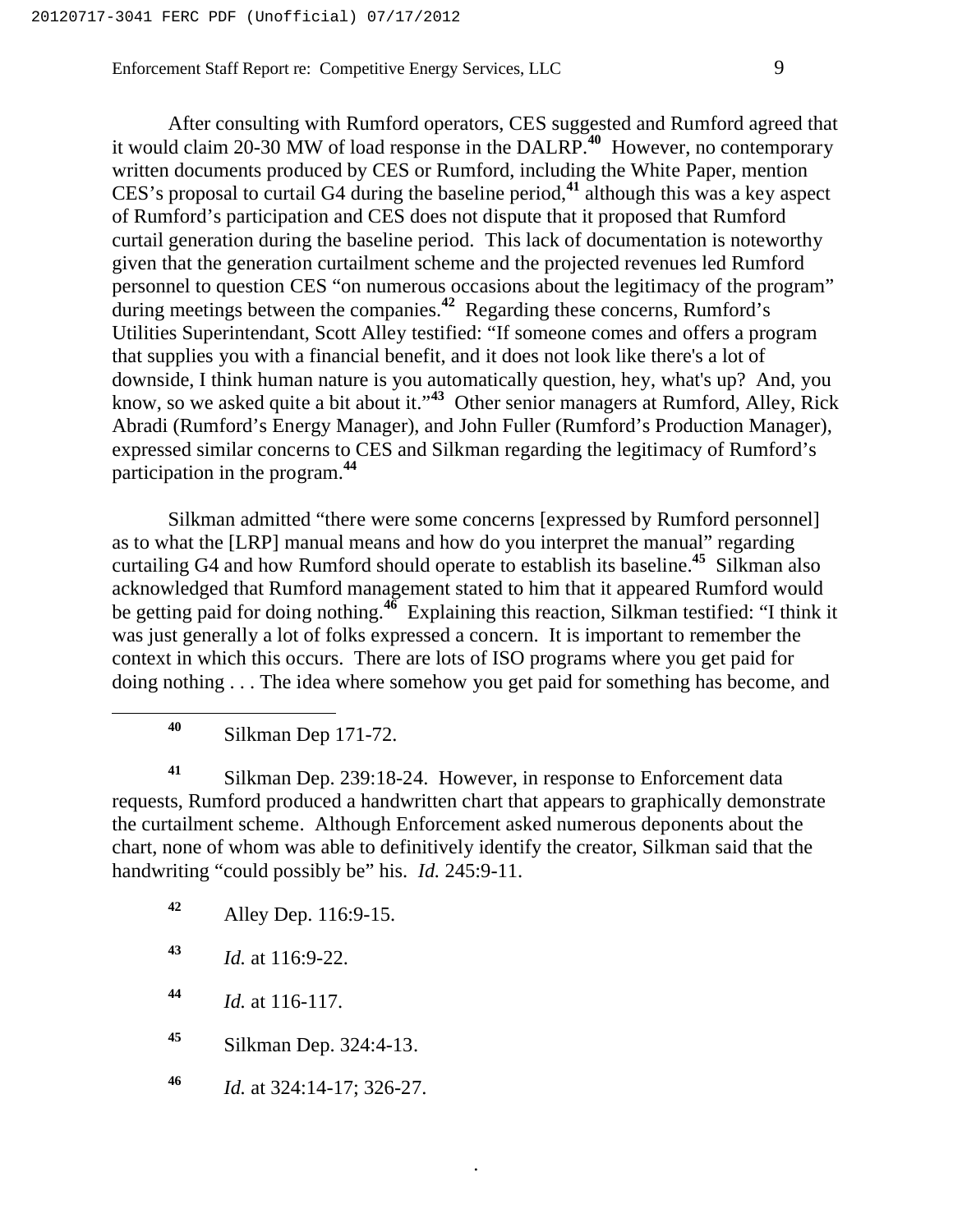After consulting with Rumford operators, CES suggested and Rumford agreed that it would claim 20-30 MW of load response in the DALRP.[40] However, no contemporary written documents produced by CES or Rumford, including the White Paper, mention CES's proposal to curtail G4 during the baseline period,[41] although this was a key aspect of Rumford's participation and CES does not dispute that it proposed that Rumford curtail generation during the baseline period. This lack of documentation is noteworthy given that the generation curtailment scheme and the projected revenues led Rumford personnel to question CES "on numerous occasions about the legitimacy of the program" during meetings between the companies.[42] Regarding these concerns, Rumford's Utilities Superintendant, Scott Alley testified: "If someone comes and offers a program that supplies you with a financial benefit, and it does not look like there's a lot of downside, I think human nature is you automatically question, hey, what's up? And, you know, so we asked quite a bit about it."[43] Other senior managers at Rumford, Alley, Rick Abradi (Rumford's Energy Manager), and John Fuller (Rumford's Production Manager), expressed similar concerns to CES and Silkman regarding the legitimacy of Rumford's participation in the program.[44]

Silkman admitted "there were some concerns [expressed by Rumford personnel] as to what the [LRP] manual means and how do you interpret the manual" regarding curtailing G4 and how Rumford should operate to establish its baseline.[45] Silkman also acknowledged that Rumford management stated to him that it appeared Rumford would be getting paid for doing nothing.[46] Explaining this reaction, Silkman testified: "I think it was just generally a lot of folks expressed a concern. It is important to remember the context in which this occurs. There are lots of ISO programs where you get paid for doing nothing . . . The idea where somehow you get paid for something has become, and

---

[40] Silkman Dep 171-72.

[41] Silkman Dep. 239:18-24. However, in response to Enforcement data requests, Rumford produced a handwritten chart that appears to graphically demonstrate the curtailment scheme. Although Enforcement asked numerous deponents about the chart, none of whom was able to definitively identify the creator, Silkman said that the handwriting "could possibly be" his. *Id.* 245:9-11.

[42] Alley Dep. 116:9-15.

[43] *Id.* at 116:9-22.

[44] *Id.* at 116-117.

[45] Silkman Dep. 324:4-13.

[46] *Id.* at 324:14-17; 326-27.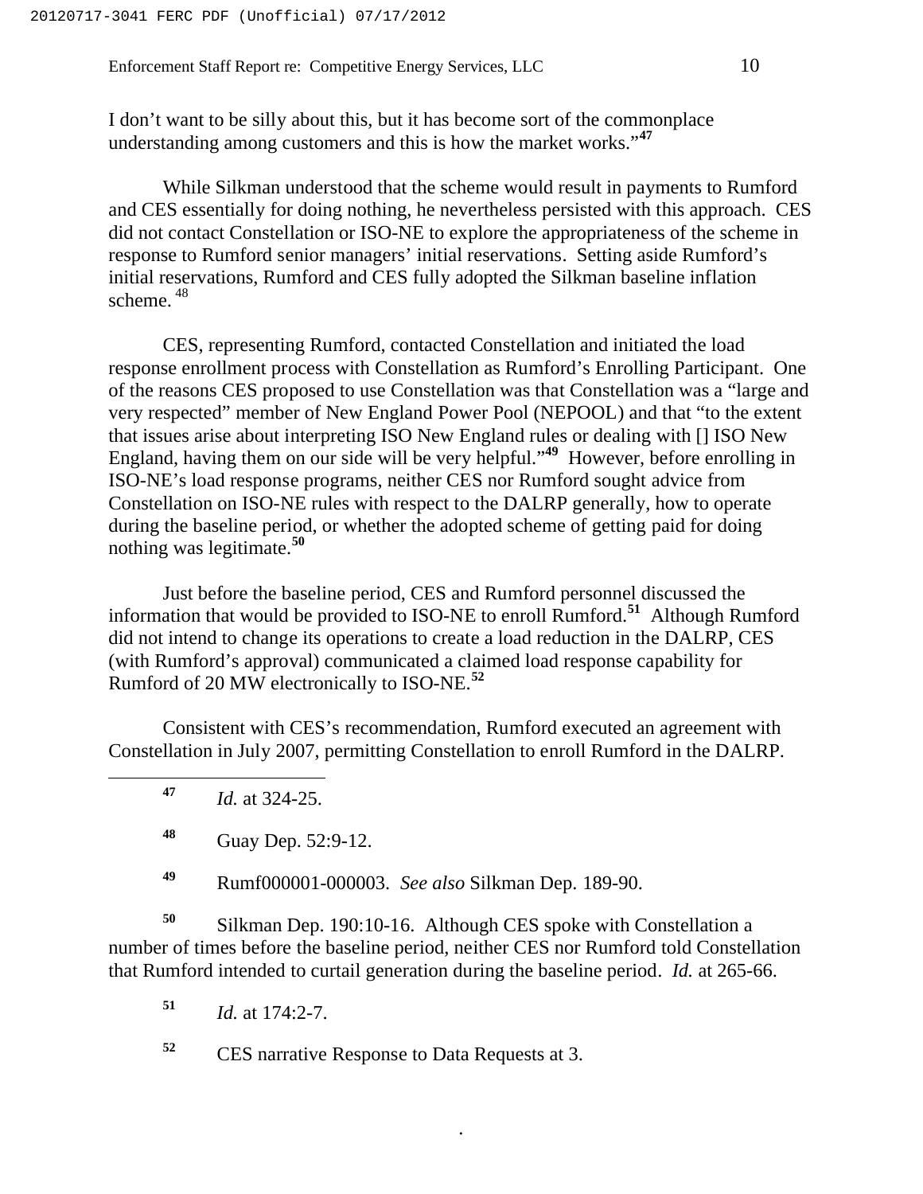I don't want to be silly about this, but it has become sort of the commonplace understanding among customers and this is how the market works."[47]

While Silkman understood that the scheme would result in payments to Rumford and CES essentially for doing nothing, he nevertheless persisted with this approach. CES did not contact Constellation or ISO-NE to explore the appropriateness of the scheme in response to Rumford senior managers' initial reservations. Setting aside Rumford's initial reservations, Rumford and CES fully adopted the Silkman baseline inflation scheme.[48]

CES, representing Rumford, contacted Constellation and initiated the load response enrollment process with Constellation as Rumford's Enrolling Participant. One of the reasons CES proposed to use Constellation was that Constellation was a "large and very respected" member of New England Power Pool (NEPOOL) and that "to the extent that issues arise about interpreting ISO New England rules or dealing with [] ISO New England, having them on our side will be very helpful."[49] However, before enrolling in ISO-NE's load response programs, neither CES nor Rumford sought advice from Constellation on ISO-NE rules with respect to the DALRP generally, how to operate during the baseline period, or whether the adopted scheme of getting paid for doing nothing was legitimate.[50]

Just before the baseline period, CES and Rumford personnel discussed the information that would be provided to ISO-NE to enroll Rumford.[51] Although Rumford did not intend to change its operations to create a load reduction in the DALRP, CES (with Rumford's approval) communicated a claimed load response capability for Rumford of 20 MW electronically to ISO-NE.[52]

Consistent with CES's recommendation, Rumford executed an agreement with Constellation in July 2007, permitting Constellation to enroll Rumford in the DALRP.

---

[47] *Id.* at 324-25.

[48] Guay Dep. 52:9-12.

[49] Rumf000001-000003. *See also* Silkman Dep. 189-90.

[50] Silkman Dep. 190:10-16. Although CES spoke with Constellation a number of times before the baseline period, neither CES nor Rumford told Constellation that Rumford intended to curtail generation during the baseline period. *Id.* at 265-66.

[51] *Id.* at 174:2-7.

[52] CES narrative Response to Data Requests at 3.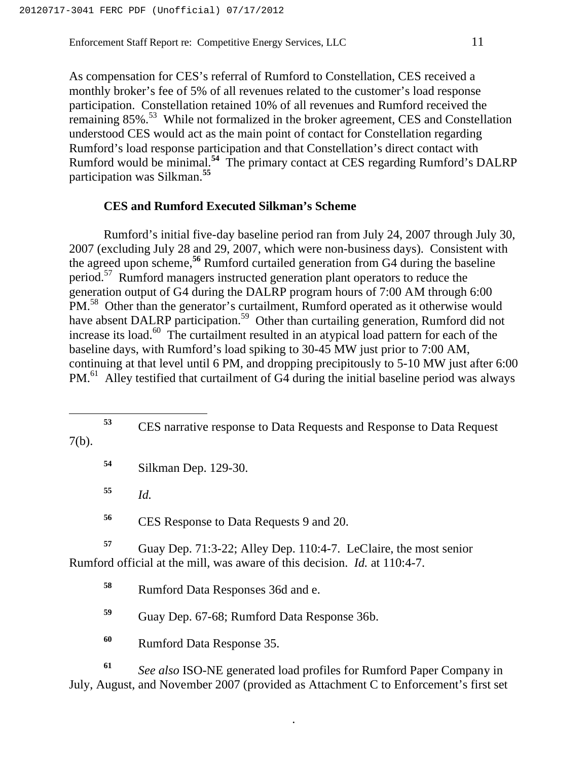As compensation for CES's referral of Rumford to Constellation, CES received a monthly broker's fee of 5% of all revenues related to the customer's load response participation. Constellation retained 10% of all revenues and Rumford received the remaining 85%.[53] While not formalized in the broker agreement, CES and Constellation understood CES would act as the main point of contact for Constellation regarding Rumford's load response participation and that Constellation's direct contact with Rumford would be minimal.[54] The primary contact at CES regarding Rumford's DALRP participation was Silkman.[55]

### CES and Rumford Executed Silkman's Scheme

Rumford's initial five-day baseline period ran from July 24, 2007 through July 30, 2007 (excluding July 28 and 29, 2007, which were non-business days). Consistent with the agreed upon scheme,[56] Rumford curtailed generation from G4 during the baseline period.[57] Rumford managers instructed generation plant operators to reduce the generation output of G4 during the DALRP program hours of 7:00 AM through 6:00 PM.[58] Other than the generator's curtailment, Rumford operated as it otherwise would have absent DALRP participation.[59] Other than curtailing generation, Rumford did not increase its load.[60] The curtailment resulted in an atypical load pattern for each of the baseline days, with Rumford's load spiking to 30-45 MW just prior to 7:00 AM, continuing at that level until 6 PM, and dropping precipitously to 5-10 MW just after 6:00 PM.[61] Alley testified that curtailment of G4 during the initial baseline period was always

---

[53] CES narrative response to Data Requests and Response to Data Request 7(b).

[54] Silkman Dep. 129-30.

[55] *Id.*

[56] CES Response to Data Requests 9 and 20.

[57] Guay Dep. 71:3-22; Alley Dep. 110:4-7. LeClaire, the most senior Rumford official at the mill, was aware of this decision. *Id.* at 110:4-7.

[58] Rumford Data Responses 36d and e.

[59] Guay Dep. 67-68; Rumford Data Response 36b.

[60] Rumford Data Response 35.

[61] *See also* ISO-NE generated load profiles for Rumford Paper Company in July, August, and November 2007 (provided as Attachment C to Enforcement's first set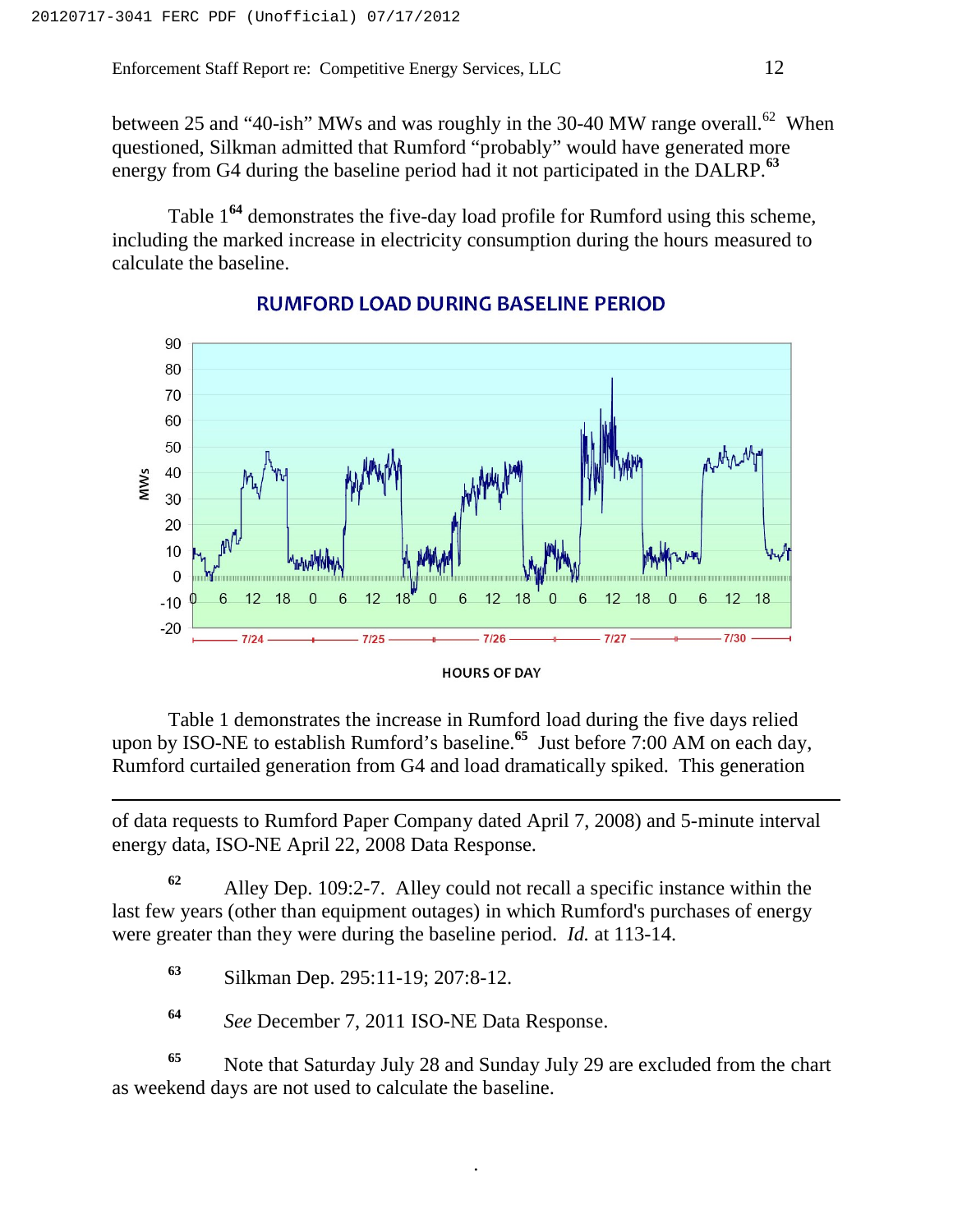between 25 and "40-ish" MWs and was roughly in the 30-40 MW range overall.[62] When questioned, Silkman admitted that Rumford "probably" would have generated more energy from G4 during the baseline period had it not participated in the DALRP.[63]

Table 1[64] demonstrates the five-day load profile for Rumford using this scheme, including the marked increase in electricity consumption during the hours measured to calculate the baseline.

**RUMFORD LOAD DURING BASELINE PERIOD**

Table 1 demonstrates the increase in Rumford load during the five days relied upon by ISO-NE to establish Rumford's baseline.[65] Just before 7:00 AM on each day, Rumford curtailed generation from G4 and load dramatically spiked. This generation

---

of data requests to Rumford Paper Company dated April 7, 2008) and 5-minute interval energy data, ISO-NE April 22, 2008 Data Response.

[62] Alley Dep. 109:2-7. Alley could not recall a specific instance within the last few years (other than equipment outages) in which Rumford's purchases of energy were greater than they were during the baseline period. *Id.* at 113-14.

[63] Silkman Dep. 295:11-19; 207:8-12.

[64] *See* December 7, 2011 ISO-NE Data Response.

[65] Note that Saturday July 28 and Sunday July 29 are excluded from the chart as weekend days are not used to calculate the baseline.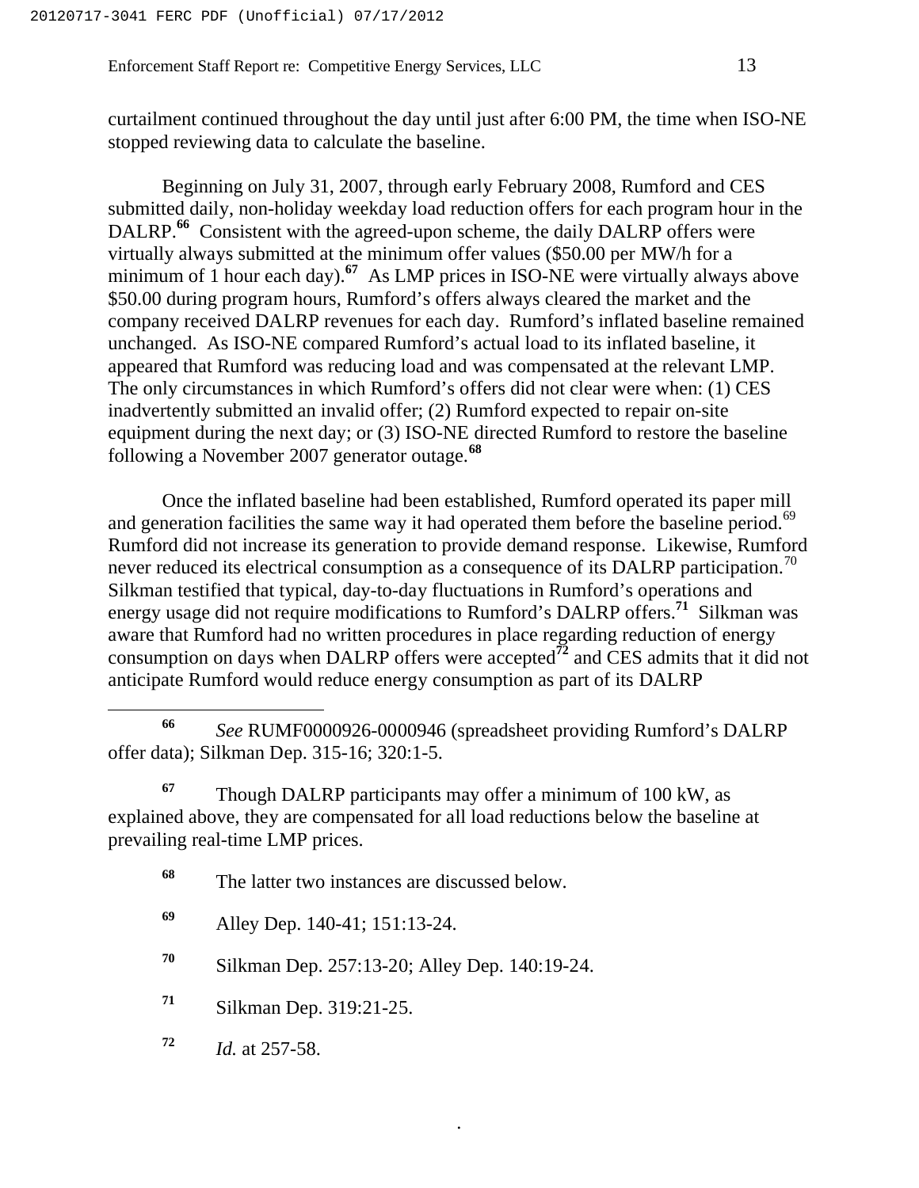curtailment continued throughout the day until just after 6:00 PM, the time when ISO-NE stopped reviewing data to calculate the baseline.

Beginning on July 31, 2007, through early February 2008, Rumford and CES submitted daily, non-holiday weekday load reduction offers for each program hour in the DALRP.[66] Consistent with the agreed-upon scheme, the daily DALRP offers were virtually always submitted at the minimum offer values ($50.00 per MW/h for a minimum of 1 hour each day).[67] As LMP prices in ISO-NE were virtually always above $50.00 during program hours, Rumford's offers always cleared the market and the company received DALRP revenues for each day. Rumford's inflated baseline remained unchanged. As ISO-NE compared Rumford's actual load to its inflated baseline, it appeared that Rumford was reducing load and was compensated at the relevant LMP. The only circumstances in which Rumford's offers did not clear were when: (1) CES inadvertently submitted an invalid offer; (2) Rumford expected to repair on-site equipment during the next day; or (3) ISO-NE directed Rumford to restore the baseline following a November 2007 generator outage.[68]

Once the inflated baseline had been established, Rumford operated its paper mill and generation facilities the same way it had operated them before the baseline period.[69] Rumford did not increase its generation to provide demand response. Likewise, Rumford never reduced its electrical consumption as a consequence of its DALRP participation.[70] Silkman testified that typical, day-to-day fluctuations in Rumford's operations and energy usage did not require modifications to Rumford's DALRP offers.[71] Silkman was aware that Rumford had no written procedures in place regarding reduction of energy consumption on days when DALRP offers were accepted[72] and CES admits that it did not anticipate Rumford would reduce energy consumption as part of its DALRP

---

[66] *See* RUMF0000926-0000946 (spreadsheet providing Rumford's DALRP offer data); Silkman Dep. 315-16; 320:1-5.

[67] Though DALRP participants may offer a minimum of 100 kW, as explained above, they are compensated for all load reductions below the baseline at prevailing real-time LMP prices.

[68] The latter two instances are discussed below.

[69] Alley Dep. 140-41; 151:13-24.

[70] Silkman Dep. 257:13-20; Alley Dep. 140:19-24.

[71] Silkman Dep. 319:21-25.

[72] *Id.* at 257-58.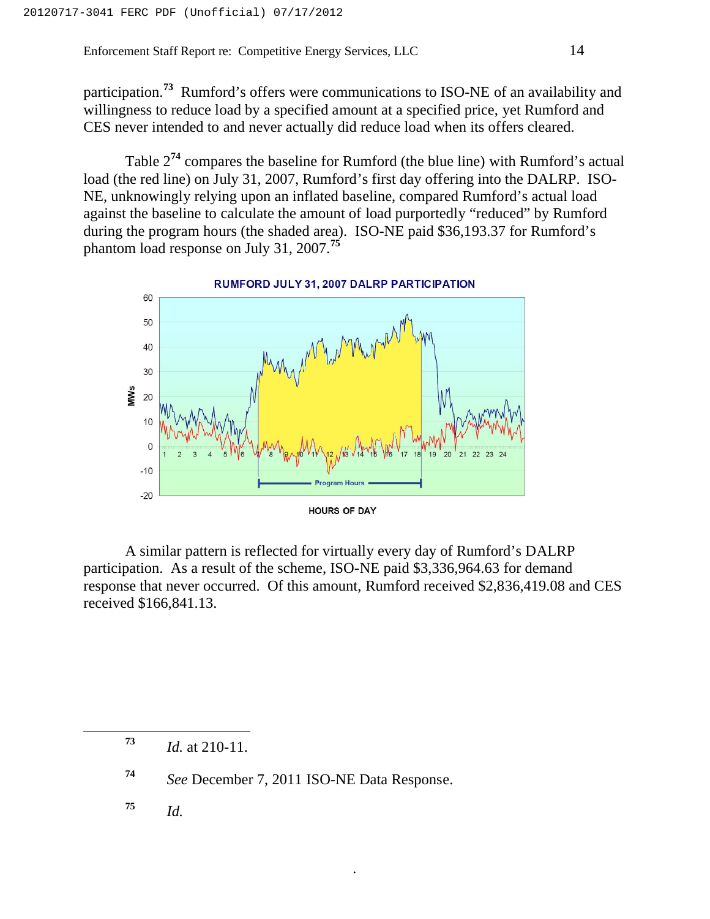participation.[73] Rumford's offers were communications to ISO-NE of an availability and willingness to reduce load by a specified amount at a specified price, yet Rumford and CES never intended to and never actually did reduce load when its offers cleared.

Table 2[74] compares the baseline for Rumford (the blue line) with Rumford's actual load (the red line) on July 31, 2007, Rumford's first day offering into the DALRP. ISO-NE, unknowingly relying upon an inflated baseline, compared Rumford's actual load against the baseline to calculate the amount of load purportedly "reduced" by Rumford during the program hours (the shaded area). ISO-NE paid $36,193.37 for Rumford's phantom load response on July 31, 2007.[75]

RUMFORD JULY 31, 2007 DALRP PARTICIPATION

A similar pattern is reflected for virtually every day of Rumford's DALRP participation. As a result of the scheme, ISO-NE paid $3,336,964.63 for demand response that never occurred. Of this amount, Rumford received $2,836,419.08 and CES received $166,841.13.

---

[73] *Id.* at 210-11.

[74] *See* December 7, 2011 ISO-NE Data Response.

[75] *Id.*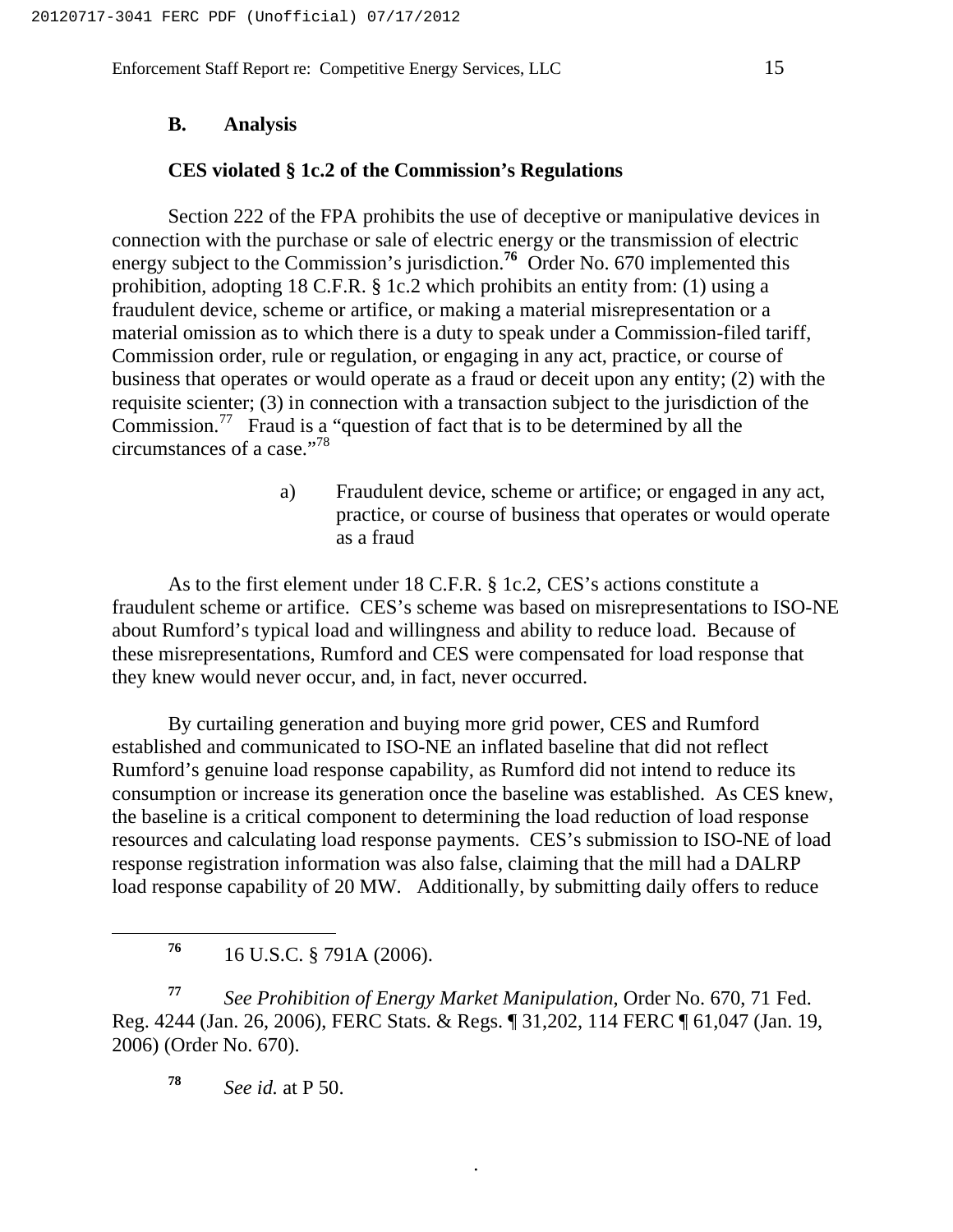## B. Analysis

### CES violated § 1c.2 of the Commission's Regulations

Section 222 of the FPA prohibits the use of deceptive or manipulative devices in connection with the purchase or sale of electric energy or the transmission of electric energy subject to the Commission's jurisdiction.[76] Order No. 670 implemented this prohibition, adopting 18 C.F.R. § 1c.2 which prohibits an entity from: (1) using a fraudulent device, scheme or artifice, or making a material misrepresentation or a material omission as to which there is a duty to speak under a Commission-filed tariff, Commission order, rule or regulation, or engaging in any act, practice, or course of business that operates or would operate as a fraud or deceit upon any entity; (2) with the requisite scienter; (3) in connection with a transaction subject to the jurisdiction of the Commission.[77] Fraud is a "question of fact that is to be determined by all the circumstances of a case."[78]

a) Fraudulent device, scheme or artifice; or engaged in any act, practice, or course of business that operates or would operate as a fraud

As to the first element under 18 C.F.R. § 1c.2, CES's actions constitute a fraudulent scheme or artifice. CES's scheme was based on misrepresentations to ISO-NE about Rumford's typical load and willingness and ability to reduce load. Because of these misrepresentations, Rumford and CES were compensated for load response that they knew would never occur, and, in fact, never occurred.

By curtailing generation and buying more grid power, CES and Rumford established and communicated to ISO-NE an inflated baseline that did not reflect Rumford's genuine load response capability, as Rumford did not intend to reduce its consumption or increase its generation once the baseline was established. As CES knew, the baseline is a critical component to determining the load reduction of load response resources and calculating load response payments. CES's submission to ISO-NE of load response registration information was also false, claiming that the mill had a DALRP load response capability of 20 MW. Additionally, by submitting daily offers to reduce

---

[76] 16 U.S.C. § 791A (2006).

[77] *See Prohibition of Energy Market Manipulation*, Order No. 670, 71 Fed. Reg. 4244 (Jan. 26, 2006), FERC Stats. & Regs. ¶ 31,202, 114 FERC ¶ 61,047 (Jan. 19, 2006) (Order No. 670).

[78] *See id.* at P 50.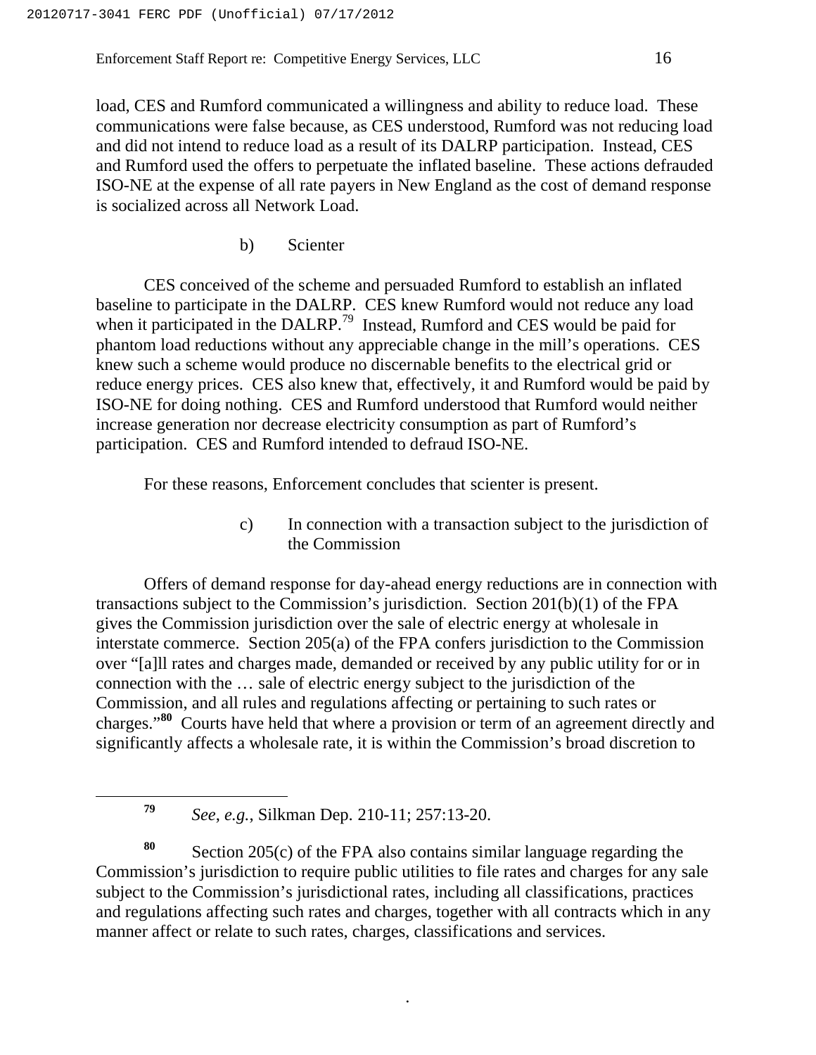load, CES and Rumford communicated a willingness and ability to reduce load. These communications were false because, as CES understood, Rumford was not reducing load and did not intend to reduce load as a result of its DALRP participation. Instead, CES and Rumford used the offers to perpetuate the inflated baseline. These actions defrauded ISO-NE at the expense of all rate payers in New England as the cost of demand response is socialized across all Network Load.

b) Scienter

CES conceived of the scheme and persuaded Rumford to establish an inflated baseline to participate in the DALRP. CES knew Rumford would not reduce any load when it participated in the DALRP.[79] Instead, Rumford and CES would be paid for phantom load reductions without any appreciable change in the mill's operations. CES knew such a scheme would produce no discernable benefits to the electrical grid or reduce energy prices. CES also knew that, effectively, it and Rumford would be paid by ISO-NE for doing nothing. CES and Rumford understood that Rumford would neither increase generation nor decrease electricity consumption as part of Rumford's participation. CES and Rumford intended to defraud ISO-NE.

For these reasons, Enforcement concludes that scienter is present.

c) In connection with a transaction subject to the jurisdiction of the Commission

Offers of demand response for day-ahead energy reductions are in connection with transactions subject to the Commission's jurisdiction. Section 201(b)(1) of the FPA gives the Commission jurisdiction over the sale of electric energy at wholesale in interstate commerce. Section 205(a) of the FPA confers jurisdiction to the Commission over "[a]ll rates and charges made, demanded or received by any public utility for or in connection with the … sale of electric energy subject to the jurisdiction of the Commission, and all rules and regulations affecting or pertaining to such rates or charges."[80] Courts have held that where a provision or term of an agreement directly and significantly affects a wholesale rate, it is within the Commission's broad discretion to

---

[79] *See, e.g.*, Silkman Dep. 210-11; 257:13-20.

[80] Section 205(c) of the FPA also contains similar language regarding the Commission's jurisdiction to require public utilities to file rates and charges for any sale subject to the Commission's jurisdictional rates, including all classifications, practices and regulations affecting such rates and charges, together with all contracts which in any manner affect or relate to such rates, charges, classifications and services.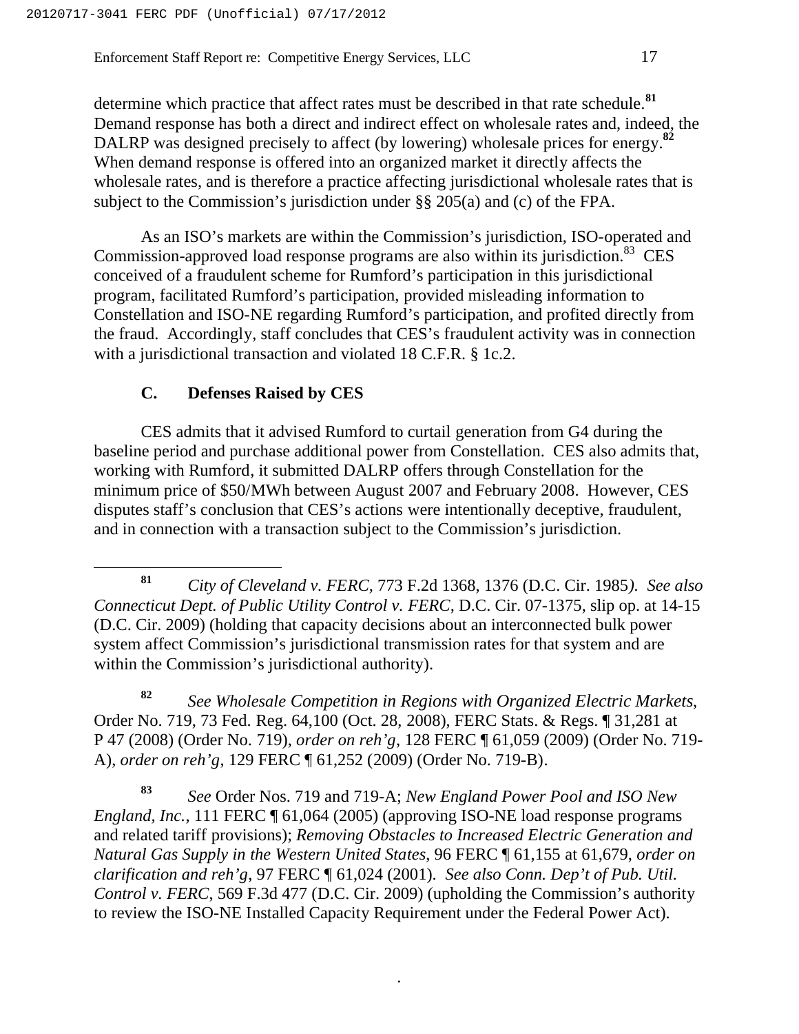determine which practice that affect rates must be described in that rate schedule.[81] Demand response has both a direct and indirect effect on wholesale rates and, indeed, the DALRP was designed precisely to affect (by lowering) wholesale prices for energy.[82] When demand response is offered into an organized market it directly affects the wholesale rates, and is therefore a practice affecting jurisdictional wholesale rates that is subject to the Commission's jurisdiction under §§ 205(a) and (c) of the FPA.

As an ISO's markets are within the Commission's jurisdiction, ISO-operated and Commission-approved load response programs are also within its jurisdiction.[83] CES conceived of a fraudulent scheme for Rumford's participation in this jurisdictional program, facilitated Rumford's participation, provided misleading information to Constellation and ISO-NE regarding Rumford's participation, and profited directly from the fraud. Accordingly, staff concludes that CES's fraudulent activity was in connection with a jurisdictional transaction and violated 18 C.F.R. § 1c.2.

### C. Defenses Raised by CES

CES admits that it advised Rumford to curtail generation from G4 during the baseline period and purchase additional power from Constellation. CES also admits that, working with Rumford, it submitted DALRP offers through Constellation for the minimum price of \$50/MWh between August 2007 and February 2008. However, CES disputes staff's conclusion that CES's actions were intentionally deceptive, fraudulent, and in connection with a transaction subject to the Commission's jurisdiction.

---

[81] *City of Cleveland v. FERC,* 773 F.2d 1368, 1376 (D.C. Cir. 1985). *See also Connecticut Dept. of Public Utility Control v. FERC,* D.C. Cir. 07-1375, slip op. at 14-15 (D.C. Cir. 2009) (holding that capacity decisions about an interconnected bulk power system affect Commission's jurisdictional transmission rates for that system and are within the Commission's jurisdictional authority).

[82] *See Wholesale Competition in Regions with Organized Electric Markets,* Order No. 719, 73 Fed. Reg. 64,100 (Oct. 28, 2008), FERC Stats. & Regs. ¶ 31,281 at P 47 (2008) (Order No. 719), *order on reh'g*, 128 FERC ¶ 61,059 (2009) (Order No. 719-A), *order on reh'g*, 129 FERC ¶ 61,252 (2009) (Order No. 719-B).

[83] *See* Order Nos. 719 and 719-A; *New England Power Pool and ISO New England, Inc.*, 111 FERC ¶ 61,064 (2005) (approving ISO-NE load response programs and related tariff provisions); *Removing Obstacles to Increased Electric Generation and Natural Gas Supply in the Western United States,* 96 FERC ¶ 61,155 at 61,679, *order on clarification and reh'g,* 97 FERC ¶ 61,024 (2001). *See also Conn. Dep't of Pub. Util. Control v. FERC*, 569 F.3d 477 (D.C. Cir. 2009) (upholding the Commission's authority to review the ISO-NE Installed Capacity Requirement under the Federal Power Act).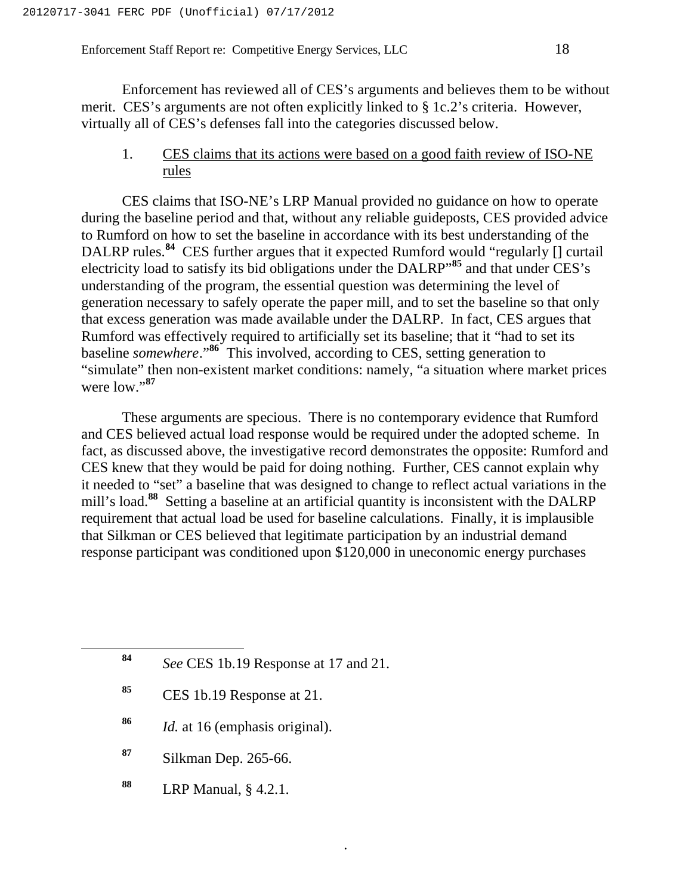Enforcement has reviewed all of CES's arguments and believes them to be without merit. CES's arguments are not often explicitly linked to § 1c.2's criteria. However, virtually all of CES's defenses fall into the categories discussed below.

1. <u>CES claims that its actions were based on a good faith review of ISO-NE rules</u>

CES claims that ISO-NE's LRP Manual provided no guidance on how to operate during the baseline period and that, without any reliable guideposts, CES provided advice to Rumford on how to set the baseline in accordance with its best understanding of the DALRP rules.[84] CES further argues that it expected Rumford would "regularly [] curtail electricity load to satisfy its bid obligations under the DALRP"[85] and that under CES's understanding of the program, the essential question was determining the level of generation necessary to safely operate the paper mill, and to set the baseline so that only that excess generation was made available under the DALRP. In fact, CES argues that Rumford was effectively required to artificially set its baseline; that it "had to set its baseline *somewhere*."[86] This involved, according to CES, setting generation to "simulate" then non-existent market conditions: namely, "a situation where market prices were low."[87]

These arguments are specious. There is no contemporary evidence that Rumford and CES believed actual load response would be required under the adopted scheme. In fact, as discussed above, the investigative record demonstrates the opposite: Rumford and CES knew that they would be paid for doing nothing. Further, CES cannot explain why it needed to "set" a baseline that was designed to change to reflect actual variations in the mill's load.[88] Setting a baseline at an artificial quantity is inconsistent with the DALRP requirement that actual load be used for baseline calculations. Finally, it is implausible that Silkman or CES believed that legitimate participation by an industrial demand response participant was conditioned upon $120,000 in uneconomic energy purchases

---

[84] *See* CES 1b.19 Response at 17 and 21.

[85] CES 1b.19 Response at 21.

[86] *Id.* at 16 (emphasis original).

[87] Silkman Dep. 265-66.

[88] LRP Manual, § 4.2.1.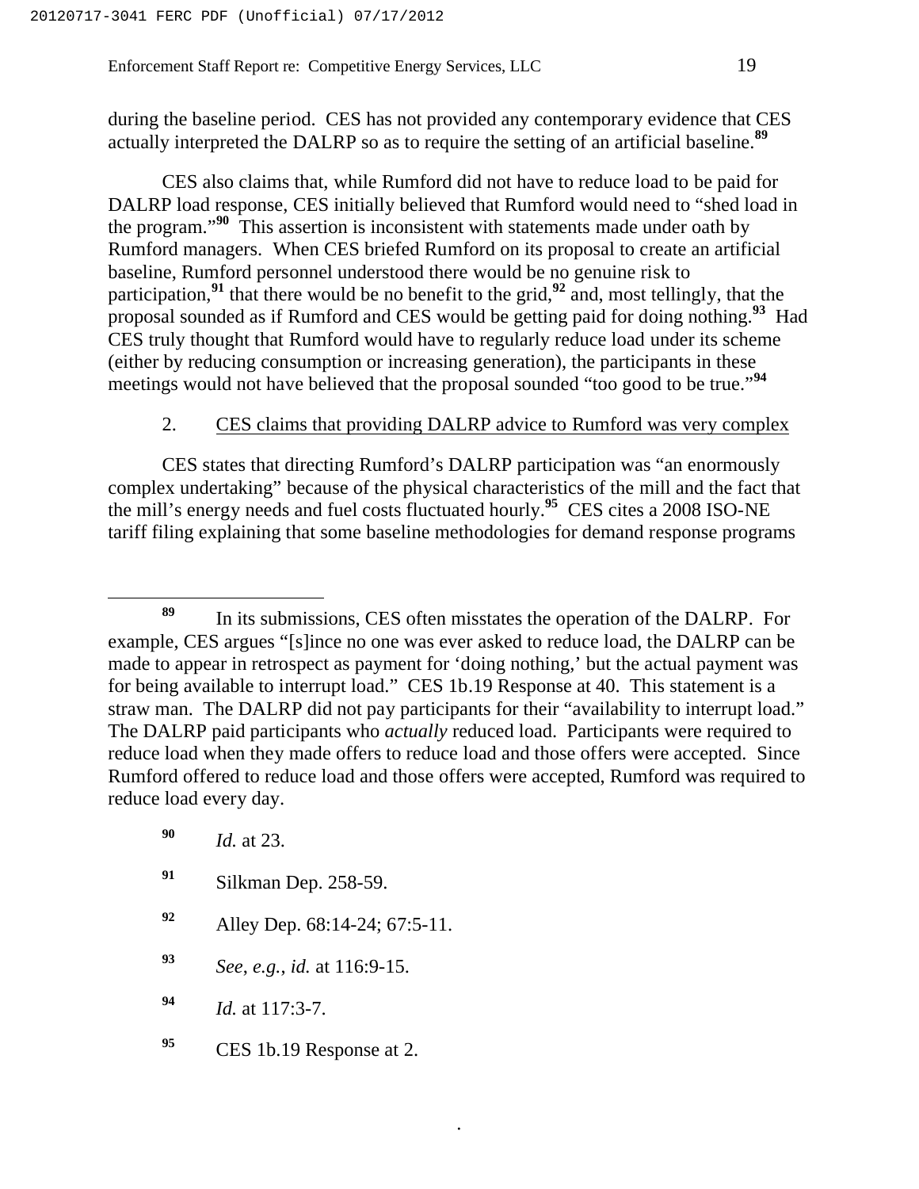during the baseline period. CES has not provided any contemporary evidence that CES actually interpreted the DALRP so as to require the setting of an artificial baseline.[89]

CES also claims that, while Rumford did not have to reduce load to be paid for DALRP load response, CES initially believed that Rumford would need to "shed load in the program."[90] This assertion is inconsistent with statements made under oath by Rumford managers. When CES briefed Rumford on its proposal to create an artificial baseline, Rumford personnel understood there would be no genuine risk to participation,[91] that there would be no benefit to the grid,[92] and, most tellingly, that the proposal sounded as if Rumford and CES would be getting paid for doing nothing.[93] Had CES truly thought that Rumford would have to regularly reduce load under its scheme (either by reducing consumption or increasing generation), the participants in these meetings would not have believed that the proposal sounded "too good to be true."[94]

2. <u>CES claims that providing DALRP advice to Rumford was very complex</u>

CES states that directing Rumford's DALRP participation was "an enormously complex undertaking" because of the physical characteristics of the mill and the fact that the mill's energy needs and fuel costs fluctuated hourly.[95] CES cites a 2008 ISO-NE tariff filing explaining that some baseline methodologies for demand response programs

---

[89] In its submissions, CES often misstates the operation of the DALRP. For example, CES argues "[s]ince no one was ever asked to reduce load, the DALRP can be made to appear in retrospect as payment for 'doing nothing,' but the actual payment was for being available to interrupt load." CES 1b.19 Response at 40. This statement is a straw man. The DALRP did not pay participants for their "availability to interrupt load." The DALRP paid participants who *actually* reduced load. Participants were required to reduce load when they made offers to reduce load and those offers were accepted. Since Rumford offered to reduce load and those offers were accepted, Rumford was required to reduce load every day.

[90] *Id.* at 23.

[91] Silkman Dep. 258-59.

[92] Alley Dep. 68:14-24; 67:5-11.

[93] *See*, *e.g.*, *id.* at 116:9-15.

[94] *Id.* at 117:3-7.

[95] CES 1b.19 Response at 2.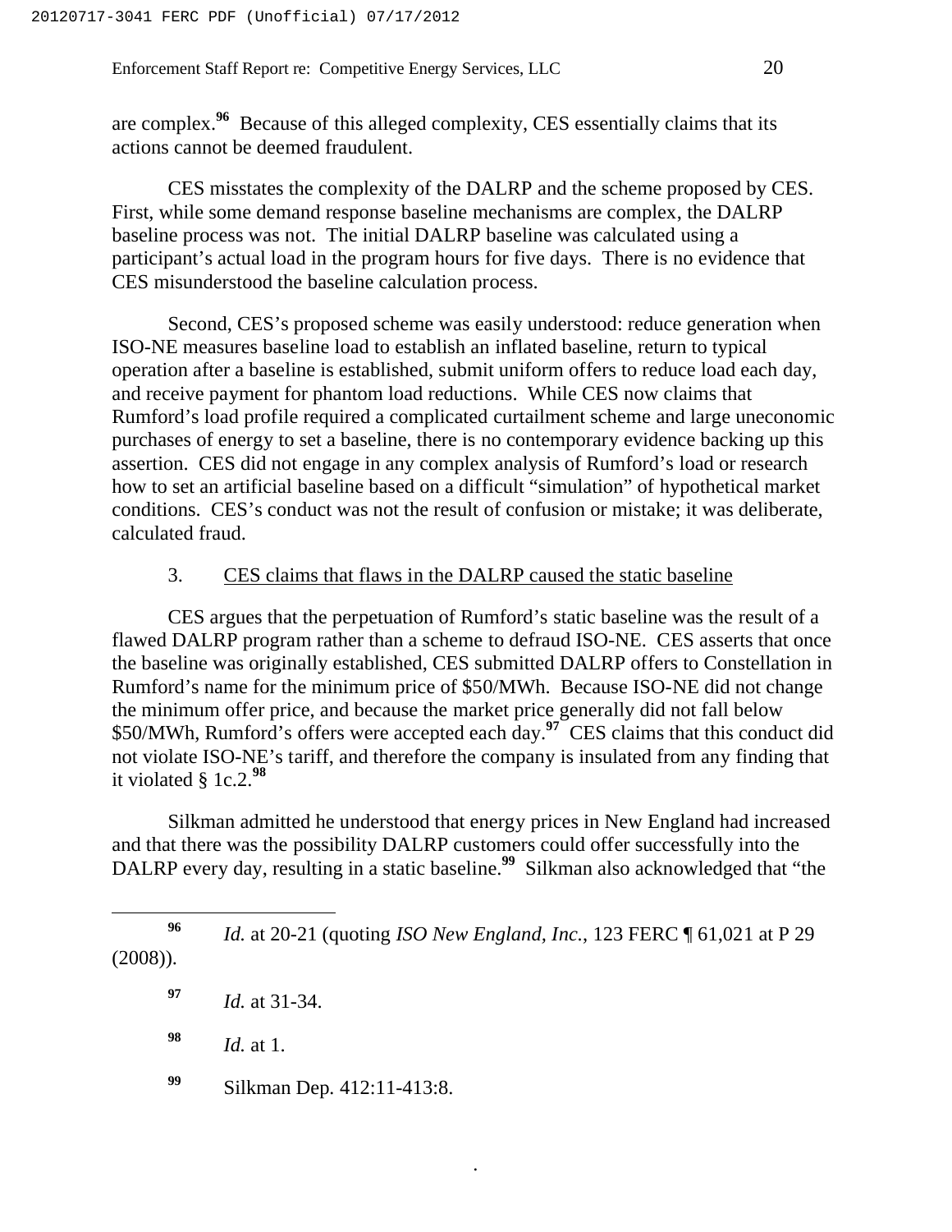are complex.[96] Because of this alleged complexity, CES essentially claims that its actions cannot be deemed fraudulent.

CES misstates the complexity of the DALRP and the scheme proposed by CES. First, while some demand response baseline mechanisms are complex, the DALRP baseline process was not. The initial DALRP baseline was calculated using a participant's actual load in the program hours for five days. There is no evidence that CES misunderstood the baseline calculation process.

Second, CES's proposed scheme was easily understood: reduce generation when ISO-NE measures baseline load to establish an inflated baseline, return to typical operation after a baseline is established, submit uniform offers to reduce load each day, and receive payment for phantom load reductions. While CES now claims that Rumford's load profile required a complicated curtailment scheme and large uneconomic purchases of energy to set a baseline, there is no contemporary evidence backing up this assertion. CES did not engage in any complex analysis of Rumford's load or research how to set an artificial baseline based on a difficult "simulation" of hypothetical market conditions. CES's conduct was not the result of confusion or mistake; it was deliberate, calculated fraud.

3. <u>CES claims that flaws in the DALRP caused the static baseline</u>

CES argues that the perpetuation of Rumford's static baseline was the result of a flawed DALRP program rather than a scheme to defraud ISO-NE. CES asserts that once the baseline was originally established, CES submitted DALRP offers to Constellation in Rumford's name for the minimum price of $50/MWh. Because ISO-NE did not change the minimum offer price, and because the market price generally did not fall below $50/MWh, Rumford's offers were accepted each day.[97] CES claims that this conduct did not violate ISO-NE's tariff, and therefore the company is insulated from any finding that it violated § 1c.2.[98]

Silkman admitted he understood that energy prices in New England had increased and that there was the possibility DALRP customers could offer successfully into the DALRP every day, resulting in a static baseline.[99] Silkman also acknowledged that "the

---

[96] *Id.* at 20-21 (quoting *ISO New England, Inc.*, 123 FERC ¶ 61,021 at P 29 (2008)).

[97] *Id.* at 31-34.

[98] *Id.* at 1.

[99] Silkman Dep. 412:11-413:8.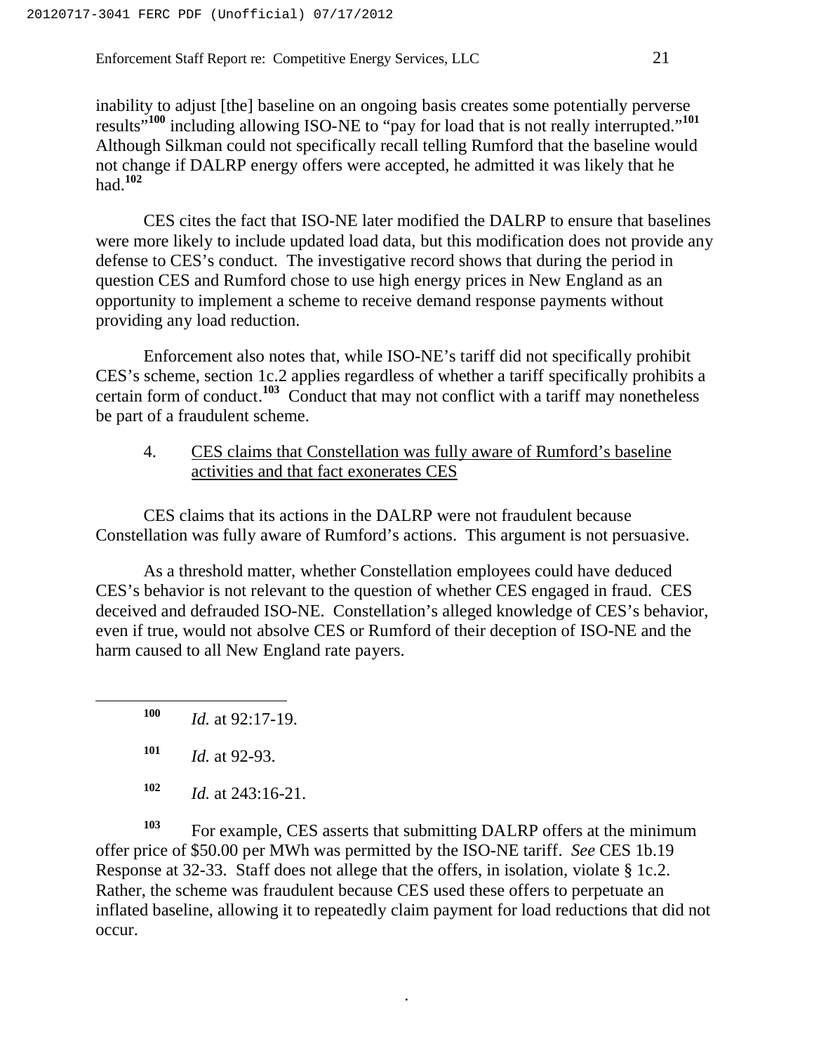inability to adjust [the] baseline on an ongoing basis creates some potentially perverse results"[100] including allowing ISO-NE to "pay for load that is not really interrupted."[101] Although Silkman could not specifically recall telling Rumford that the baseline would not change if DALRP energy offers were accepted, he admitted it was likely that he had.[102]

CES cites the fact that ISO-NE later modified the DALRP to ensure that baselines were more likely to include updated load data, but this modification does not provide any defense to CES's conduct. The investigative record shows that during the period in question CES and Rumford chose to use high energy prices in New England as an opportunity to implement a scheme to receive demand response payments without providing any load reduction.

Enforcement also notes that, while ISO-NE's tariff did not specifically prohibit CES's scheme, section 1c.2 applies regardless of whether a tariff specifically prohibits a certain form of conduct.[103] Conduct that may not conflict with a tariff may nonetheless be part of a fraudulent scheme.

4. <u>CES claims that Constellation was fully aware of Rumford's baseline activities and that fact exonerates CES</u>

CES claims that its actions in the DALRP were not fraudulent because Constellation was fully aware of Rumford's actions. This argument is not persuasive.

As a threshold matter, whether Constellation employees could have deduced CES's behavior is not relevant to the question of whether CES engaged in fraud. CES deceived and defrauded ISO-NE. Constellation's alleged knowledge of CES's behavior, even if true, would not absolve CES or Rumford of their deception of ISO-NE and the harm caused to all New England rate payers.

---

[100] *Id.* at 92:17-19.

[101] *Id.* at 92-93.

[102] *Id.* at 243:16-21.

[103] For example, CES asserts that submitting DALRP offers at the minimum offer price of $50.00 per MWh was permitted by the ISO-NE tariff. *See* CES 1b.19 Response at 32-33. Staff does not allege that the offers, in isolation, violate § 1c.2. Rather, the scheme was fraudulent because CES used these offers to perpetuate an inflated baseline, allowing it to repeatedly claim payment for load reductions that did not occur.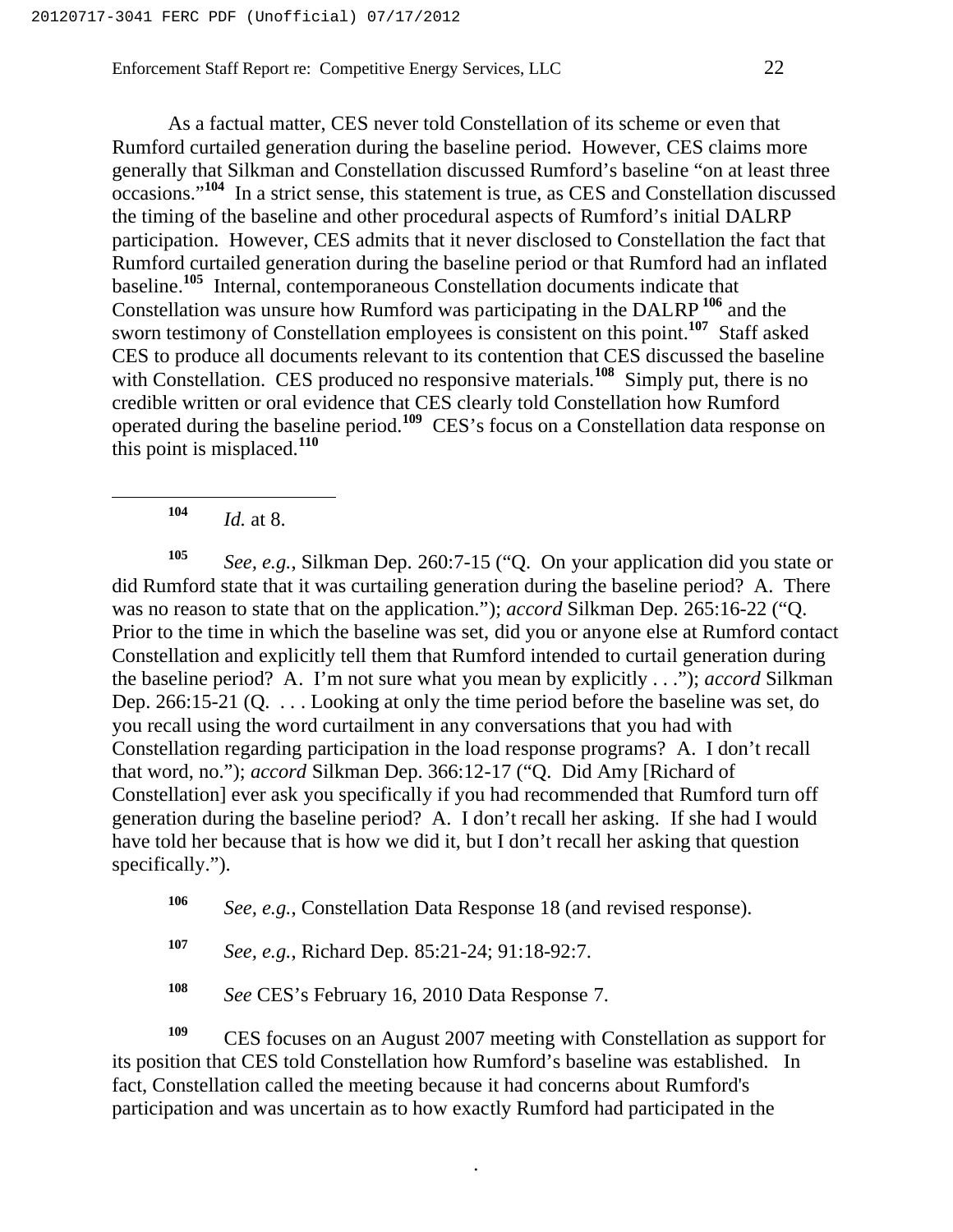As a factual matter, CES never told Constellation of its scheme or even that Rumford curtailed generation during the baseline period. However, CES claims more generally that Silkman and Constellation discussed Rumford's baseline "on at least three occasions."[104] In a strict sense, this statement is true, as CES and Constellation discussed the timing of the baseline and other procedural aspects of Rumford's initial DALRP participation. However, CES admits that it never disclosed to Constellation the fact that Rumford curtailed generation during the baseline period or that Rumford had an inflated baseline.[105] Internal, contemporaneous Constellation documents indicate that Constellation was unsure how Rumford was participating in the DALRP[106] and the sworn testimony of Constellation employees is consistent on this point.[107] Staff asked CES to produce all documents relevant to its contention that CES discussed the baseline with Constellation. CES produced no responsive materials.[108] Simply put, there is no credible written or oral evidence that CES clearly told Constellation how Rumford operated during the baseline period.[109] CES's focus on a Constellation data response on this point is misplaced.[110]

---

[104] *Id.* at 8.

[105] *See, e.g.*, Silkman Dep. 260:7-15 ("Q. On your application did you state or did Rumford state that it was curtailing generation during the baseline period? A. There was no reason to state that on the application."); *accord* Silkman Dep. 265:16-22 ("Q. Prior to the time in which the baseline was set, did you or anyone else at Rumford contact Constellation and explicitly tell them that Rumford intended to curtail generation during the baseline period? A. I'm not sure what you mean by explicitly . . ."); *accord* Silkman Dep. 266:15-21 (Q. . . . Looking at only the time period before the baseline was set, do you recall using the word curtailment in any conversations that you had with Constellation regarding participation in the load response programs? A. I don't recall that word, no."); *accord* Silkman Dep. 366:12-17 ("Q. Did Amy [Richard of Constellation] ever ask you specifically if you had recommended that Rumford turn off generation during the baseline period? A. I don't recall her asking. If she had I would have told her because that is how we did it, but I don't recall her asking that question specifically.").

[106] *See, e.g.*, Constellation Data Response 18 (and revised response).

[107] *See, e.g.*, Richard Dep. 85:21-24; 91:18-92:7.

[108] *See* CES's February 16, 2010 Data Response 7.

[109] CES focuses on an August 2007 meeting with Constellation as support for its position that CES told Constellation how Rumford's baseline was established. In fact, Constellation called the meeting because it had concerns about Rumford's participation and was uncertain as to how exactly Rumford had participated in the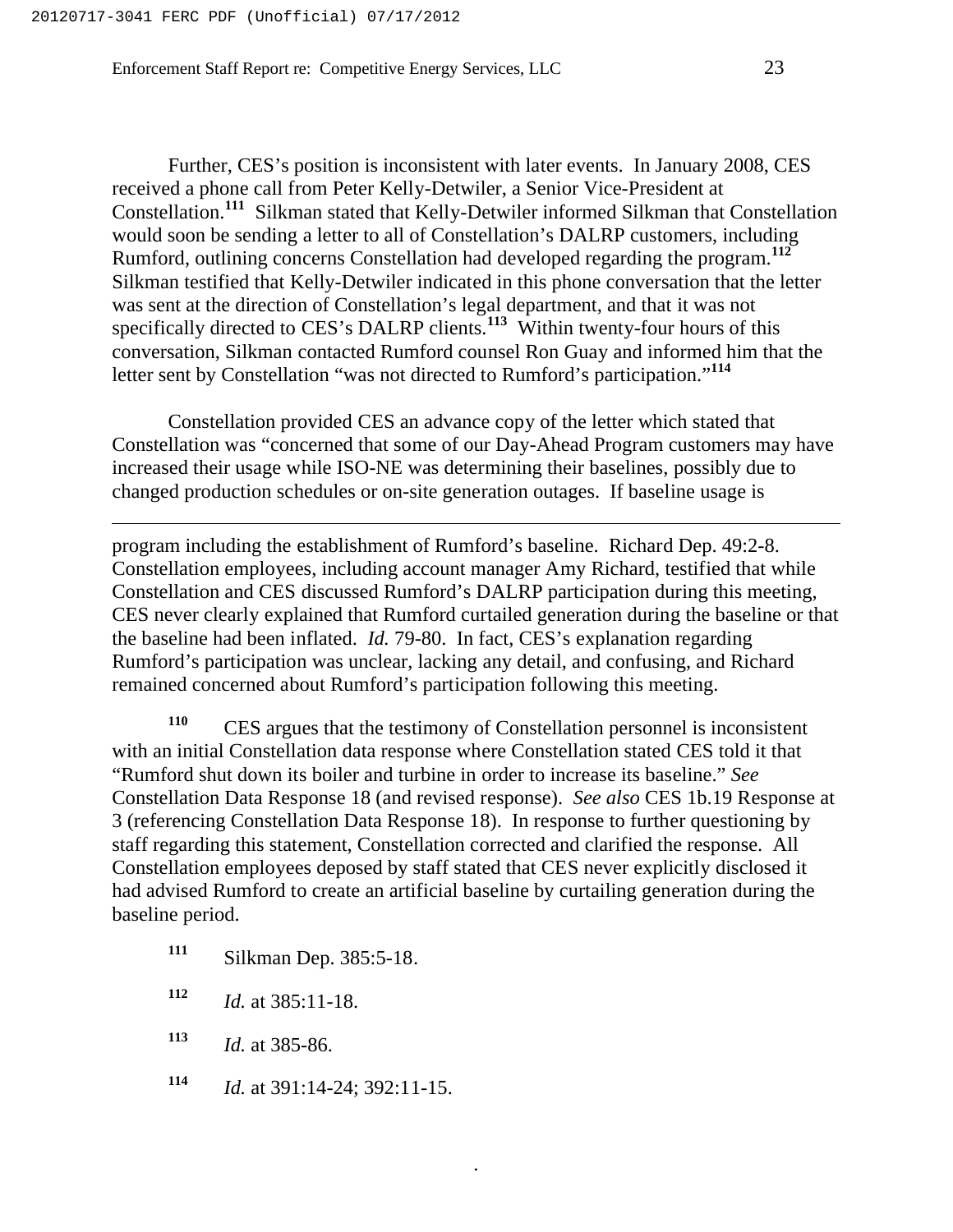Further, CES's position is inconsistent with later events. In January 2008, CES received a phone call from Peter Kelly-Detwiler, a Senior Vice-President at Constellation.[111] Silkman stated that Kelly-Detwiler informed Silkman that Constellation would soon be sending a letter to all of Constellation's DALRP customers, including Rumford, outlining concerns Constellation had developed regarding the program.[112] Silkman testified that Kelly-Detwiler indicated in this phone conversation that the letter was sent at the direction of Constellation's legal department, and that it was not specifically directed to CES's DALRP clients.[113] Within twenty-four hours of this conversation, Silkman contacted Rumford counsel Ron Guay and informed him that the letter sent by Constellation "was not directed to Rumford's participation."[114]

Constellation provided CES an advance copy of the letter which stated that Constellation was "concerned that some of our Day-Ahead Program customers may have increased their usage while ISO-NE was determining their baselines, possibly due to changed production schedules or on-site generation outages. If baseline usage is

---

program including the establishment of Rumford's baseline. Richard Dep. 49:2-8. Constellation employees, including account manager Amy Richard, testified that while Constellation and CES discussed Rumford's DALRP participation during this meeting, CES never clearly explained that Rumford curtailed generation during the baseline or that the baseline had been inflated. *Id.* 79-80. In fact, CES's explanation regarding Rumford's participation was unclear, lacking any detail, and confusing, and Richard remained concerned about Rumford's participation following this meeting.

[110] CES argues that the testimony of Constellation personnel is inconsistent with an initial Constellation data response where Constellation stated CES told it that "Rumford shut down its boiler and turbine in order to increase its baseline." *See* Constellation Data Response 18 (and revised response). *See also* CES 1b.19 Response at 3 (referencing Constellation Data Response 18). In response to further questioning by staff regarding this statement, Constellation corrected and clarified the response. All Constellation employees deposed by staff stated that CES never explicitly disclosed it had advised Rumford to create an artificial baseline by curtailing generation during the baseline period.

[111] Silkman Dep. 385:5-18.

[112] *Id.* at 385:11-18.

[113] *Id.* at 385-86.

[114] *Id.* at 391:14-24; 392:11-15.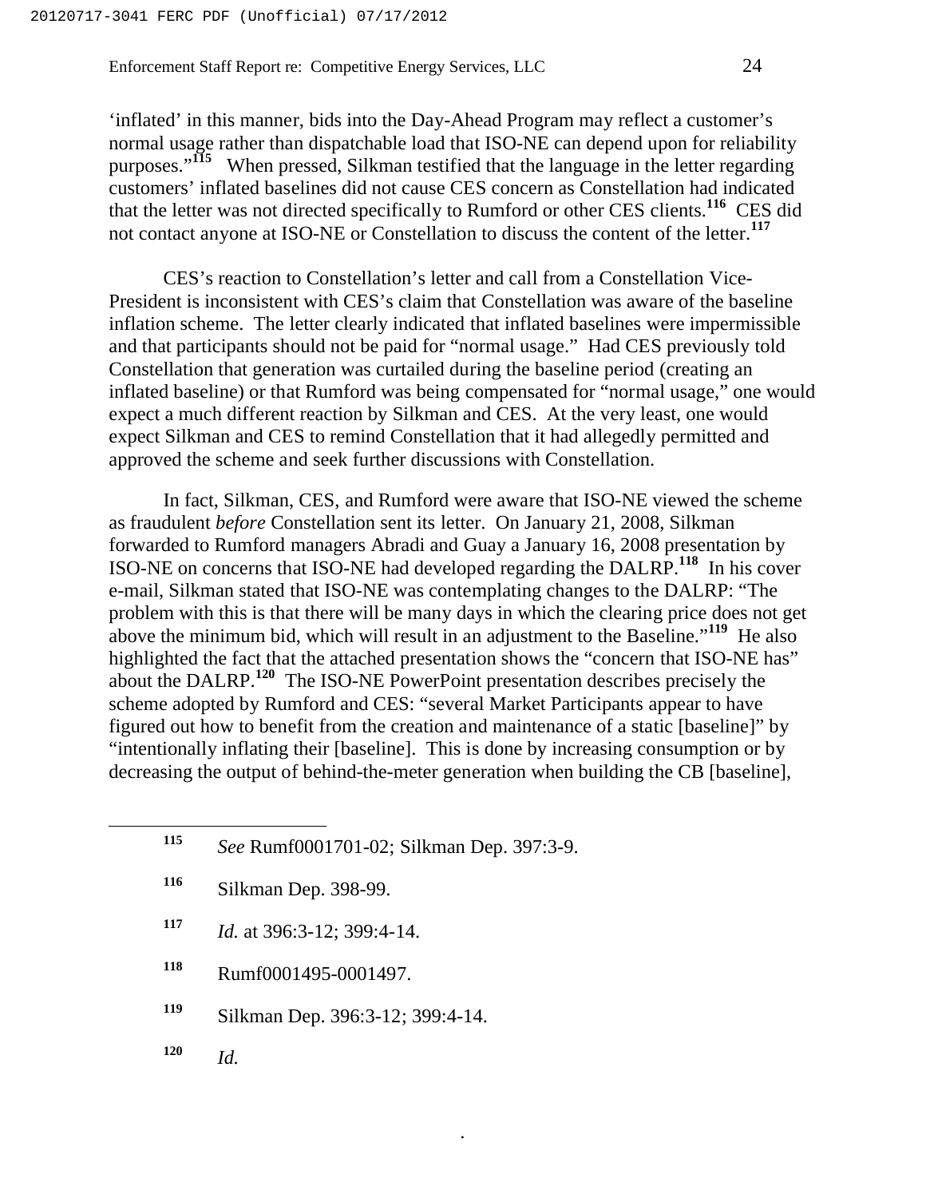'inflated' in this manner, bids into the Day-Ahead Program may reflect a customer's normal usage rather than dispatchable load that ISO-NE can depend upon for reliability purposes."[115] When pressed, Silkman testified that the language in the letter regarding customers' inflated baselines did not cause CES concern as Constellation had indicated that the letter was not directed specifically to Rumford or other CES clients.[116] CES did not contact anyone at ISO-NE or Constellation to discuss the content of the letter.[117]

CES's reaction to Constellation's letter and call from a Constellation Vice-President is inconsistent with CES's claim that Constellation was aware of the baseline inflation scheme. The letter clearly indicated that inflated baselines were impermissible and that participants should not be paid for "normal usage." Had CES previously told Constellation that generation was curtailed during the baseline period (creating an inflated baseline) or that Rumford was being compensated for "normal usage," one would expect a much different reaction by Silkman and CES. At the very least, one would expect Silkman and CES to remind Constellation that it had allegedly permitted and approved the scheme and seek further discussions with Constellation.

In fact, Silkman, CES, and Rumford were aware that ISO-NE viewed the scheme as fraudulent *before* Constellation sent its letter. On January 21, 2008, Silkman forwarded to Rumford managers Abradi and Guay a January 16, 2008 presentation by ISO-NE on concerns that ISO-NE had developed regarding the DALRP.[118] In his cover e-mail, Silkman stated that ISO-NE was contemplating changes to the DALRP: "The problem with this is that there will be many days in which the clearing price does not get above the minimum bid, which will result in an adjustment to the Baseline."[119] He also highlighted the fact that the attached presentation shows the "concern that ISO-NE has" about the DALRP.[120] The ISO-NE PowerPoint presentation describes precisely the scheme adopted by Rumford and CES: "several Market Participants appear to have figured out how to benefit from the creation and maintenance of a static [baseline]" by "intentionally inflating their [baseline]. This is done by increasing consumption or by decreasing the output of behind-the-meter generation when building the CB [baseline],

---

[115] *See* Rumf0001701-02; Silkman Dep. 397:3-9.

[116] Silkman Dep. 398-99.

[117] *Id.* at 396:3-12; 399:4-14.

[118] Rumf0001495-0001497.

[119] Silkman Dep. 396:3-12; 399:4-14.

[120] *Id.*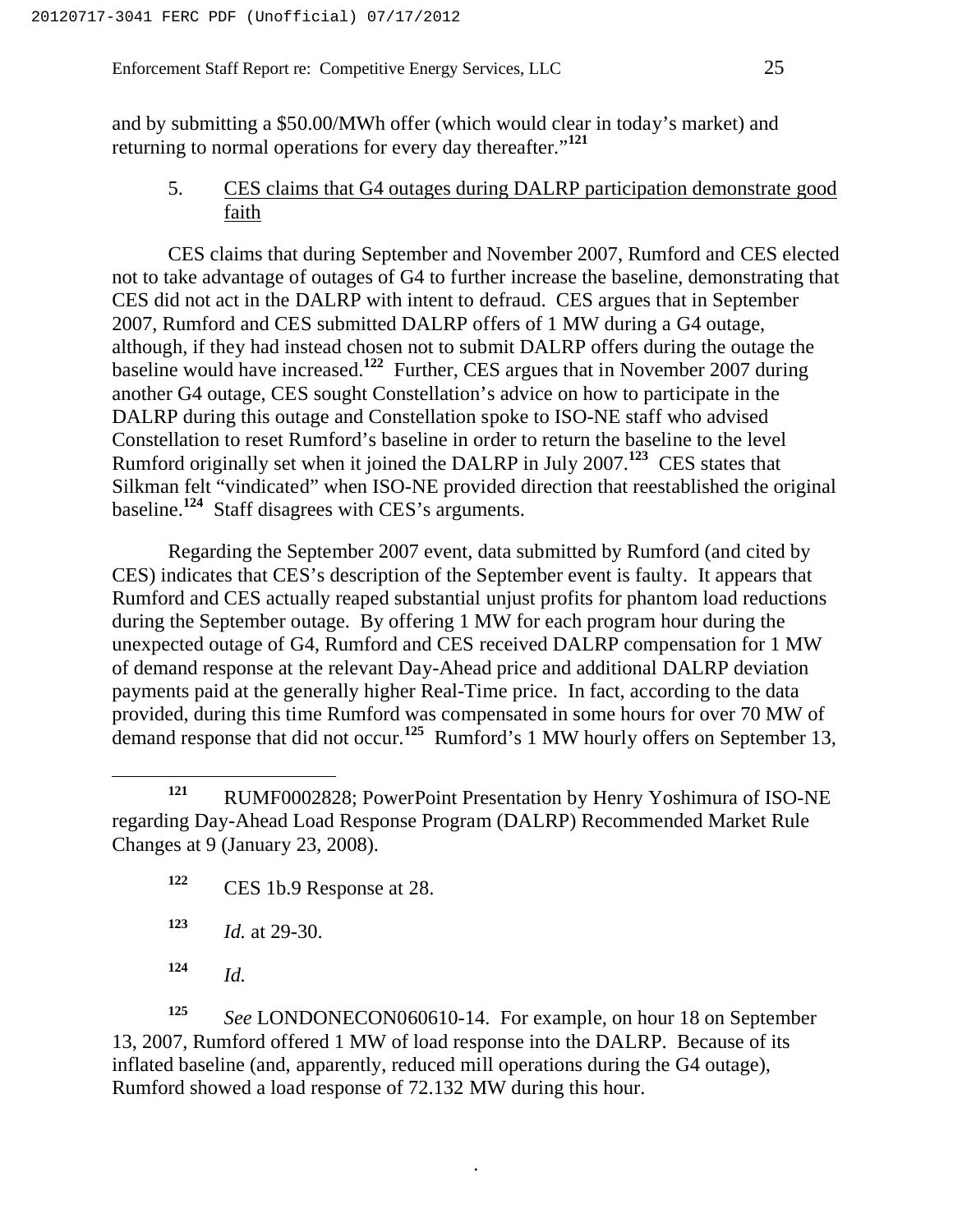and by submitting a $50.00/MWh offer (which would clear in today's market) and returning to normal operations for every day thereafter."[121]

5. CES claims that G4 outages during DALRP participation demonstrate good faith

CES claims that during September and November 2007, Rumford and CES elected not to take advantage of outages of G4 to further increase the baseline, demonstrating that CES did not act in the DALRP with intent to defraud. CES argues that in September 2007, Rumford and CES submitted DALRP offers of 1 MW during a G4 outage, although, if they had instead chosen not to submit DALRP offers during the outage the baseline would have increased.[122] Further, CES argues that in November 2007 during another G4 outage, CES sought Constellation's advice on how to participate in the DALRP during this outage and Constellation spoke to ISO-NE staff who advised Constellation to reset Rumford's baseline in order to return the baseline to the level Rumford originally set when it joined the DALRP in July 2007.[123] CES states that Silkman felt "vindicated" when ISO-NE provided direction that reestablished the original baseline.[124] Staff disagrees with CES's arguments.

Regarding the September 2007 event, data submitted by Rumford (and cited by CES) indicates that CES's description of the September event is faulty. It appears that Rumford and CES actually reaped substantial unjust profits for phantom load reductions during the September outage. By offering 1 MW for each program hour during the unexpected outage of G4, Rumford and CES received DALRP compensation for 1 MW of demand response at the relevant Day-Ahead price and additional DALRP deviation payments paid at the generally higher Real-Time price. In fact, according to the data provided, during this time Rumford was compensated in some hours for over 70 MW of demand response that did not occur.[125] Rumford's 1 MW hourly offers on September 13,

---

[121] RUMF0002828; PowerPoint Presentation by Henry Yoshimura of ISO-NE regarding Day-Ahead Load Response Program (DALRP) Recommended Market Rule Changes at 9 (January 23, 2008).

[122] CES 1b.9 Response at 28.

[123] *Id.* at 29-30.

[124] *Id.*

[125] *See* LONDONECON060610-14. For example, on hour 18 on September 13, 2007, Rumford offered 1 MW of load response into the DALRP. Because of its inflated baseline (and, apparently, reduced mill operations during the G4 outage), Rumford showed a load response of 72.132 MW during this hour.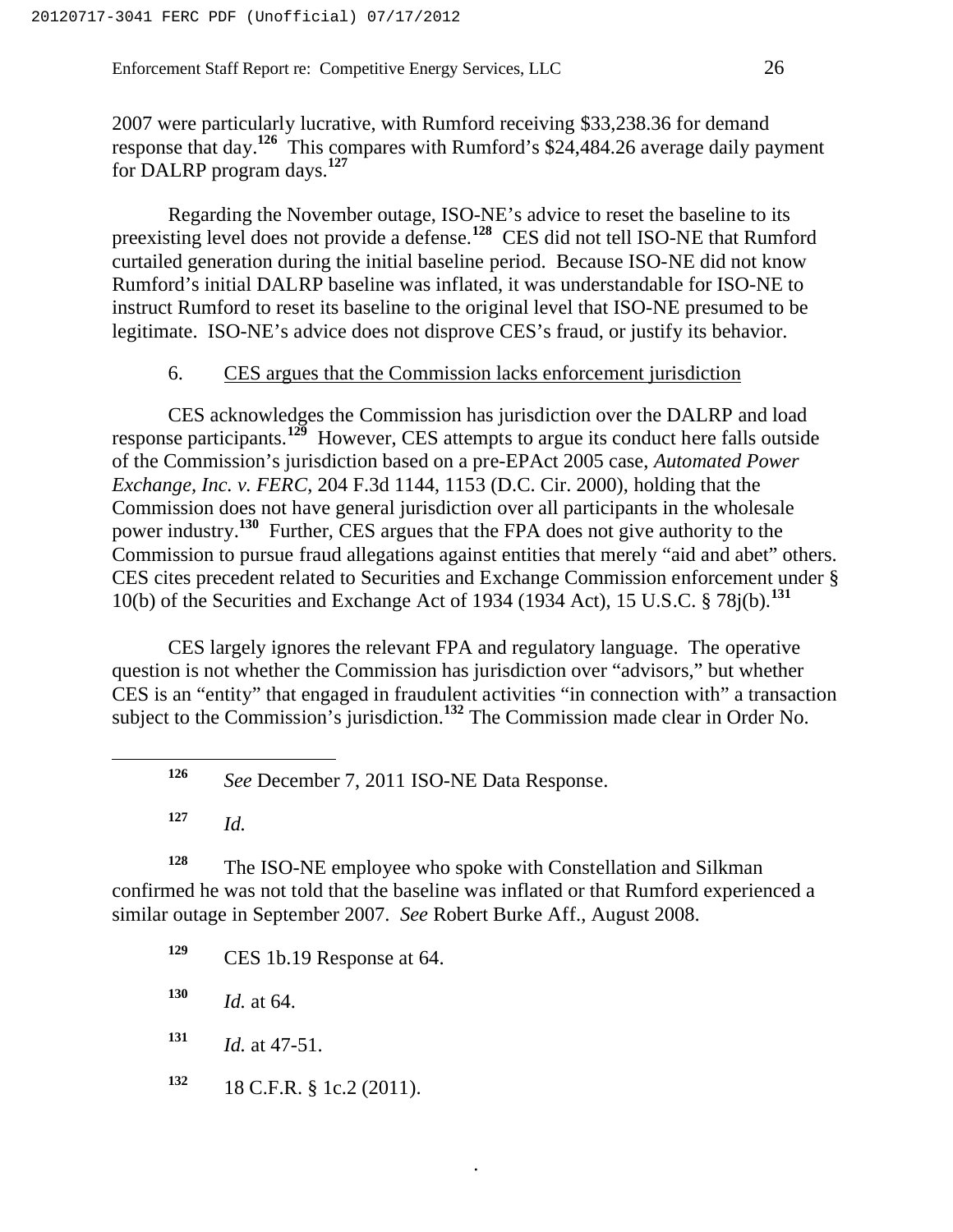2007 were particularly lucrative, with Rumford receiving $33,238.36 for demand response that day.[126] This compares with Rumford's $24,484.26 average daily payment for DALRP program days.[127]

Regarding the November outage, ISO-NE's advice to reset the baseline to its preexisting level does not provide a defense.[128] CES did not tell ISO-NE that Rumford curtailed generation during the initial baseline period. Because ISO-NE did not know Rumford's initial DALRP baseline was inflated, it was understandable for ISO-NE to instruct Rumford to reset its baseline to the original level that ISO-NE presumed to be legitimate. ISO-NE's advice does not disprove CES's fraud, or justify its behavior.

6. CES argues that the Commission lacks enforcement jurisdiction

CES acknowledges the Commission has jurisdiction over the DALRP and load response participants.[129] However, CES attempts to argue its conduct here falls outside of the Commission's jurisdiction based on a pre-EPAct 2005 case, *Automated Power Exchange, Inc. v. FERC*, 204 F.3d 1144, 1153 (D.C. Cir. 2000), holding that the Commission does not have general jurisdiction over all participants in the wholesale power industry.[130] Further, CES argues that the FPA does not give authority to the Commission to pursue fraud allegations against entities that merely "aid and abet" others. CES cites precedent related to Securities and Exchange Commission enforcement under § 10(b) of the Securities and Exchange Act of 1934 (1934 Act), 15 U.S.C. § 78j(b).[131]

CES largely ignores the relevant FPA and regulatory language. The operative question is not whether the Commission has jurisdiction over "advisors," but whether CES is an "entity" that engaged in fraudulent activities "in connection with" a transaction subject to the Commission's jurisdiction.[132] The Commission made clear in Order No.

---

[126] *See* December 7, 2011 ISO-NE Data Response.

[127] *Id.*

[128] The ISO-NE employee who spoke with Constellation and Silkman confirmed he was not told that the baseline was inflated or that Rumford experienced a similar outage in September 2007. *See* Robert Burke Aff., August 2008.

[129] CES 1b.19 Response at 64.

[130] *Id.* at 64.

[131] *Id.* at 47-51.

[132] 18 C.F.R. § 1c.2 (2011).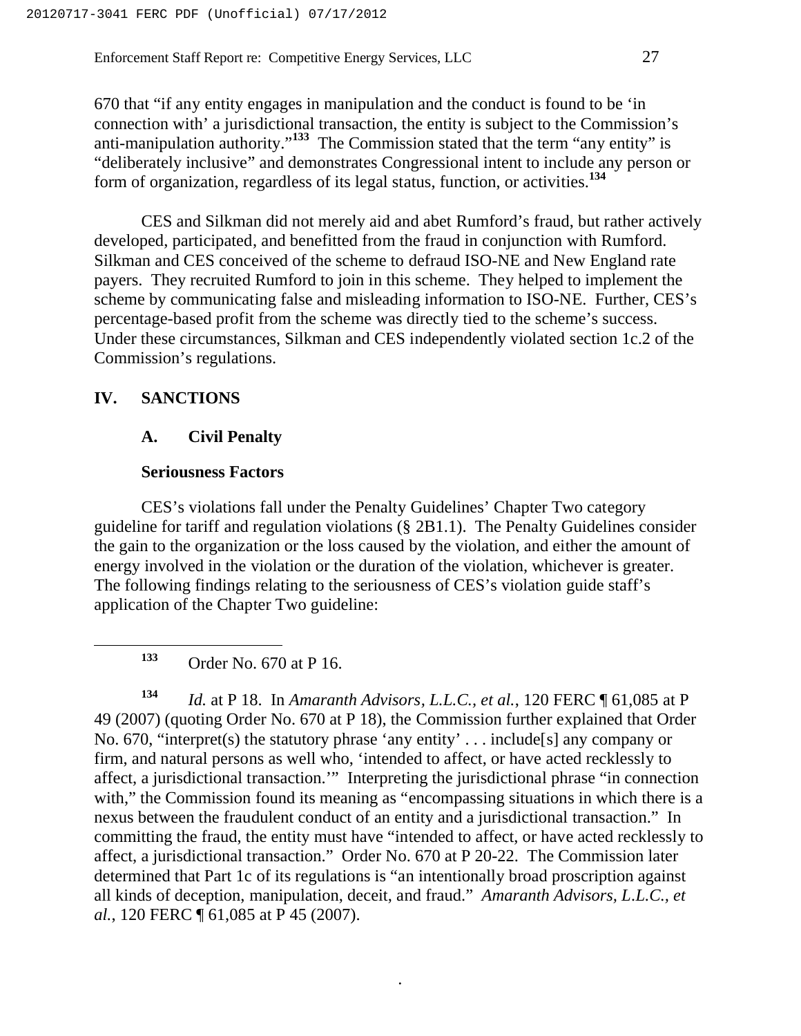670 that "if any entity engages in manipulation and the conduct is found to be 'in connection with' a jurisdictional transaction, the entity is subject to the Commission's anti-manipulation authority."[133] The Commission stated that the term "any entity" is "deliberately inclusive" and demonstrates Congressional intent to include any person or form of organization, regardless of its legal status, function, or activities.[134]

CES and Silkman did not merely aid and abet Rumford's fraud, but rather actively developed, participated, and benefitted from the fraud in conjunction with Rumford. Silkman and CES conceived of the scheme to defraud ISO-NE and New England rate payers. They recruited Rumford to join in this scheme. They helped to implement the scheme by communicating false and misleading information to ISO-NE. Further, CES's percentage-based profit from the scheme was directly tied to the scheme's success. Under these circumstances, Silkman and CES independently violated section 1c.2 of the Commission's regulations.

## IV. SANCTIONS

### A. Civil Penalty

**Seriousness Factors**

CES's violations fall under the Penalty Guidelines' Chapter Two category guideline for tariff and regulation violations (§ 2B1.1). The Penalty Guidelines consider the gain to the organization or the loss caused by the violation, and either the amount of energy involved in the violation or the duration of the violation, whichever is greater. The following findings relating to the seriousness of CES's violation guide staff's application of the Chapter Two guideline:

---

[133] Order No. 670 at P 16.

[134] *Id.* at P 18. In *Amaranth Advisors, L.L.C., et al.*, 120 FERC ¶ 61,085 at P 49 (2007) (quoting Order No. 670 at P 18), the Commission further explained that Order No. 670, "interpret(s) the statutory phrase 'any entity' . . . include[s] any company or firm, and natural persons as well who, 'intended to affect, or have acted recklessly to affect, a jurisdictional transaction.'" Interpreting the jurisdictional phrase "in connection with," the Commission found its meaning as "encompassing situations in which there is a nexus between the fraudulent conduct of an entity and a jurisdictional transaction." In committing the fraud, the entity must have "intended to affect, or have acted recklessly to affect, a jurisdictional transaction." Order No. 670 at P 20-22. The Commission later determined that Part 1c of its regulations is "an intentionally broad proscription against all kinds of deception, manipulation, deceit, and fraud." *Amaranth Advisors, L.L.C., et al.*, 120 FERC ¶ 61,085 at P 45 (2007).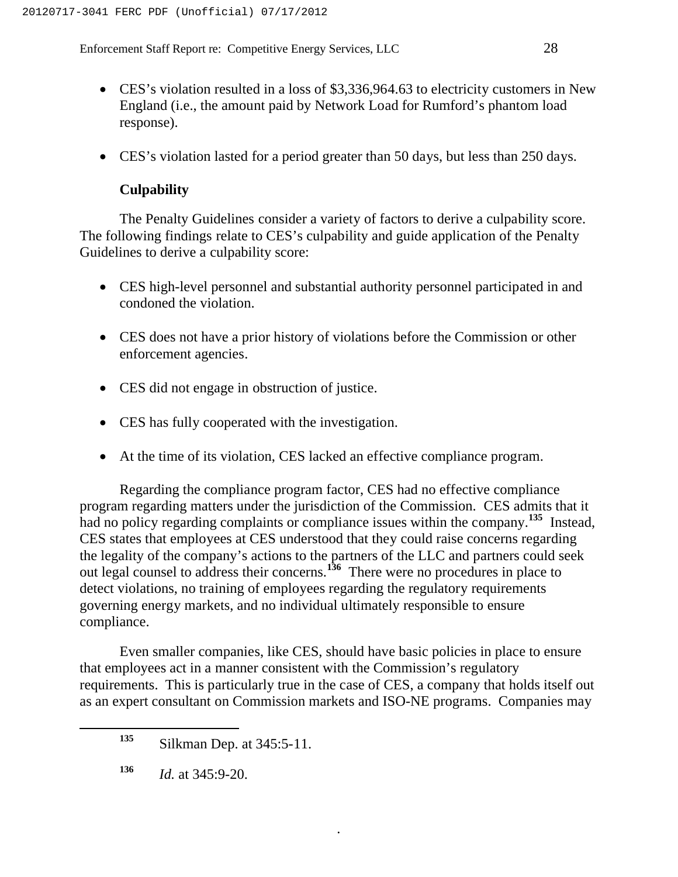- CES's violation resulted in a loss of $3,336,964.63 to electricity customers in New England (i.e., the amount paid by Network Load for Rumford's phantom load response).

- CES's violation lasted for a period greater than 50 days, but less than 250 days.

**Culpability**

The Penalty Guidelines consider a variety of factors to derive a culpability score. The following findings relate to CES's culpability and guide application of the Penalty Guidelines to derive a culpability score:

- CES high-level personnel and substantial authority personnel participated in and condoned the violation.

- CES does not have a prior history of violations before the Commission or other enforcement agencies.

- CES did not engage in obstruction of justice.

- CES has fully cooperated with the investigation.

- At the time of its violation, CES lacked an effective compliance program.

Regarding the compliance program factor, CES had no effective compliance program regarding matters under the jurisdiction of the Commission. CES admits that it had no policy regarding complaints or compliance issues within the company.[135] Instead, CES states that employees at CES understood that they could raise concerns regarding the legality of the company's actions to the partners of the LLC and partners could seek out legal counsel to address their concerns.[136] There were no procedures in place to detect violations, no training of employees regarding the regulatory requirements governing energy markets, and no individual ultimately responsible to ensure compliance.

Even smaller companies, like CES, should have basic policies in place to ensure that employees act in a manner consistent with the Commission's regulatory requirements. This is particularly true in the case of CES, a company that holds itself out as an expert consultant on Commission markets and ISO-NE programs. Companies may

---

[135] Silkman Dep. at 345:5-11.

[136] *Id.* at 345:9-20.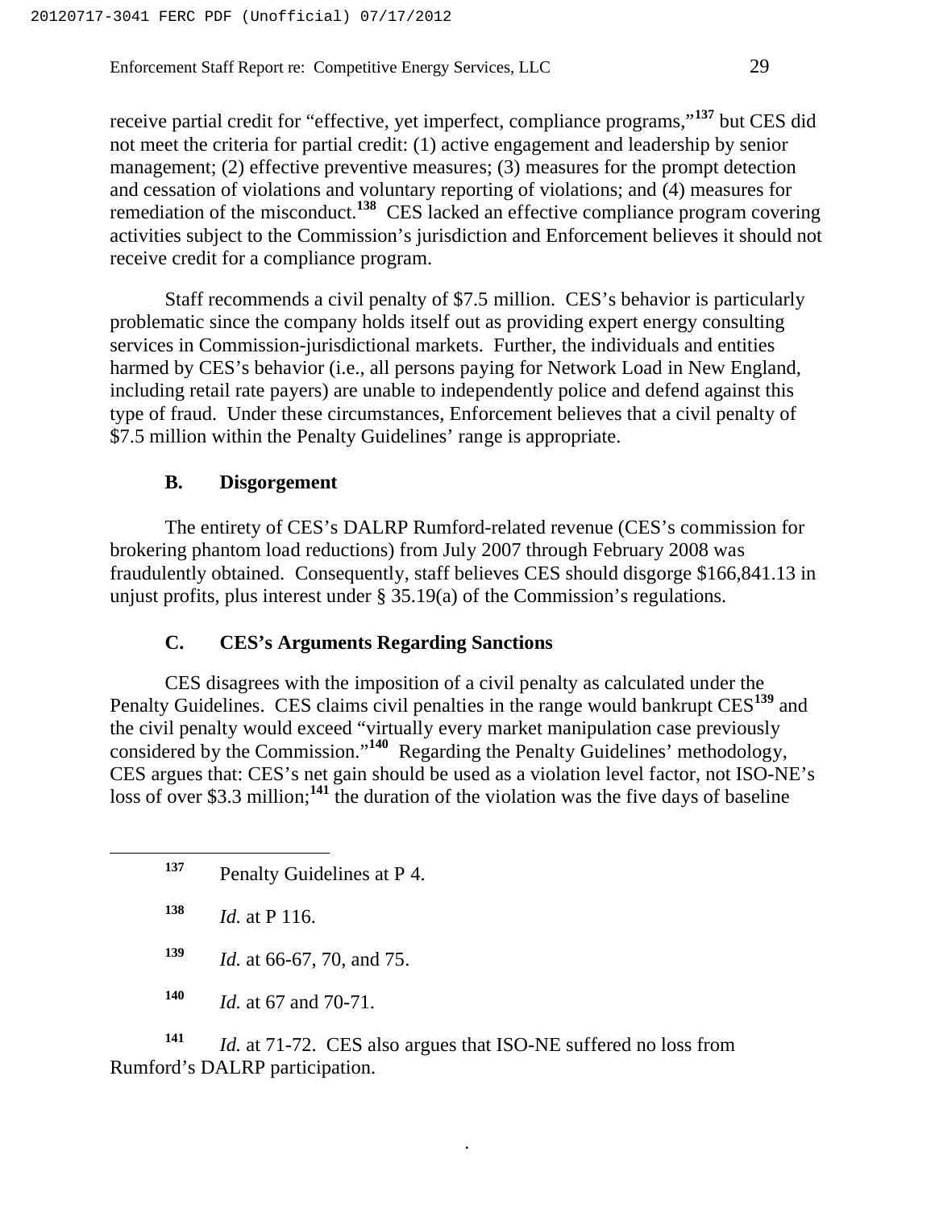receive partial credit for "effective, yet imperfect, compliance programs,"[137] but CES did not meet the criteria for partial credit: (1) active engagement and leadership by senior management; (2) effective preventive measures; (3) measures for the prompt detection and cessation of violations and voluntary reporting of violations; and (4) measures for remediation of the misconduct.[138] CES lacked an effective compliance program covering activities subject to the Commission's jurisdiction and Enforcement believes it should not receive credit for a compliance program.

Staff recommends a civil penalty of $7.5 million. CES's behavior is particularly problematic since the company holds itself out as providing expert energy consulting services in Commission-jurisdictional markets. Further, the individuals and entities harmed by CES's behavior (i.e., all persons paying for Network Load in New England, including retail rate payers) are unable to independently police and defend against this type of fraud. Under these circumstances, Enforcement believes that a civil penalty of $7.5 million within the Penalty Guidelines' range is appropriate.

### B. Disgorgement

The entirety of CES's DALRP Rumford-related revenue (CES's commission for brokering phantom load reductions) from July 2007 through February 2008 was fraudulently obtained. Consequently, staff believes CES should disgorge $166,841.13 in unjust profits, plus interest under § 35.19(a) of the Commission's regulations.

### C. CES's Arguments Regarding Sanctions

CES disagrees with the imposition of a civil penalty as calculated under the Penalty Guidelines. CES claims civil penalties in the range would bankrupt CES[139] and the civil penalty would exceed "virtually every market manipulation case previously considered by the Commission."[140] Regarding the Penalty Guidelines' methodology, CES argues that: CES's net gain should be used as a violation level factor, not ISO-NE's loss of over $3.3 million;[141] the duration of the violation was the five days of baseline

---

[137] Penalty Guidelines at P 4.

[138] *Id.* at P 116.

[139] *Id.* at 66-67, 70, and 75.

[140] *Id.* at 67 and 70-71.

[141] *Id.* at 71-72. CES also argues that ISO-NE suffered no loss from Rumford's DALRP participation.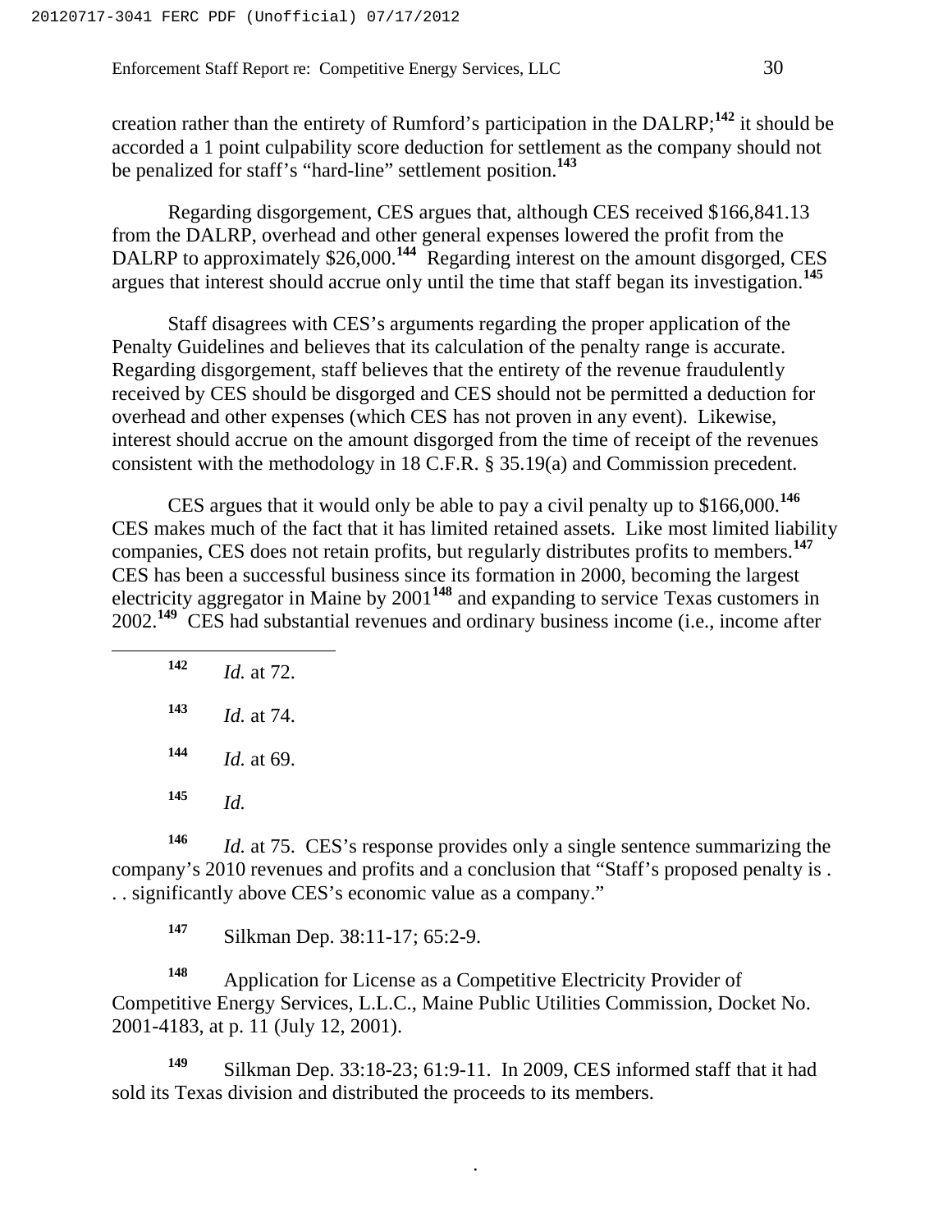creation rather than the entirety of Rumford's participation in the DALRP;[142] it should be accorded a 1 point culpability score deduction for settlement as the company should not be penalized for staff's "hard-line" settlement position.[143]

Regarding disgorgement, CES argues that, although CES received $166,841.13 from the DALRP, overhead and other general expenses lowered the profit from the DALRP to approximately $26,000.[144] Regarding interest on the amount disgorged, CES argues that interest should accrue only until the time that staff began its investigation.[145]

Staff disagrees with CES's arguments regarding the proper application of the Penalty Guidelines and believes that its calculation of the penalty range is accurate. Regarding disgorgement, staff believes that the entirety of the revenue fraudulently received by CES should be disgorged and CES should not be permitted a deduction for overhead and other expenses (which CES has not proven in any event). Likewise, interest should accrue on the amount disgorged from the time of receipt of the revenues consistent with the methodology in 18 C.F.R. § 35.19(a) and Commission precedent.

CES argues that it would only be able to pay a civil penalty up to $166,000.[146] CES makes much of the fact that it has limited retained assets. Like most limited liability companies, CES does not retain profits, but regularly distributes profits to members.[147] CES has been a successful business since its formation in 2000, becoming the largest electricity aggregator in Maine by 2001[148] and expanding to service Texas customers in 2002.[149] CES had substantial revenues and ordinary business income (i.e., income after

---

[142] *Id.* at 72.

[143] *Id.* at 74.

[144] *Id.* at 69.

[145] *Id.*

[146] *Id.* at 75. CES's response provides only a single sentence summarizing the company's 2010 revenues and profits and a conclusion that "Staff's proposed penalty is . . . significantly above CES's economic value as a company."

[147] Silkman Dep. 38:11-17; 65:2-9.

[148] Application for License as a Competitive Electricity Provider of Competitive Energy Services, L.L.C., Maine Public Utilities Commission, Docket No. 2001-4183, at p. 11 (July 12, 2001).

[149] Silkman Dep. 33:18-23; 61:9-11. In 2009, CES informed staff that it had sold its Texas division and distributed the proceeds to its members.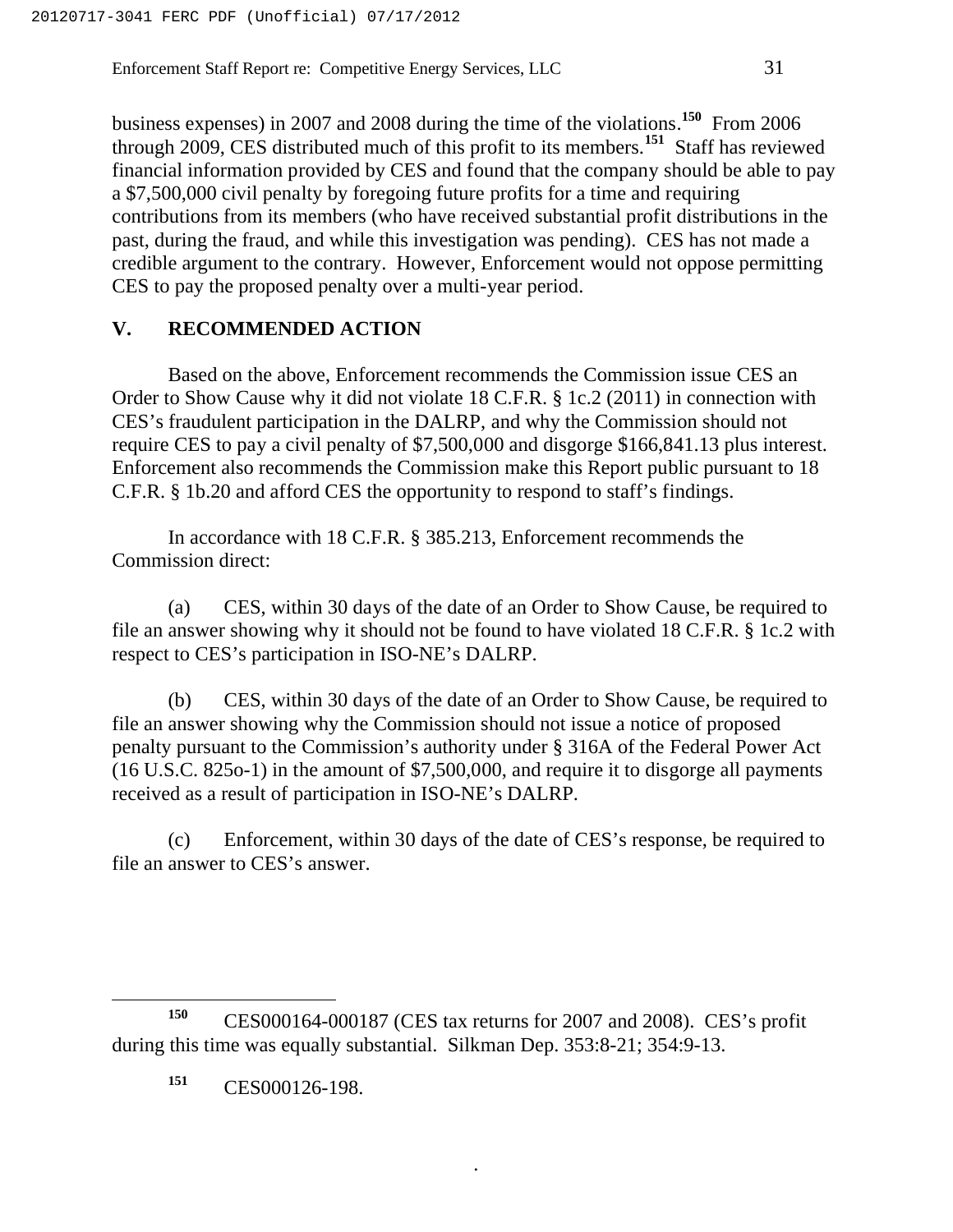business expenses) in 2007 and 2008 during the time of the violations.[150] From 2006 through 2009, CES distributed much of this profit to its members.[151] Staff has reviewed financial information provided by CES and found that the company should be able to pay a $7,500,000 civil penalty by foregoing future profits for a time and requiring contributions from its members (who have received substantial profit distributions in the past, during the fraud, and while this investigation was pending). CES has not made a credible argument to the contrary. However, Enforcement would not oppose permitting CES to pay the proposed penalty over a multi-year period.

## V. RECOMMENDED ACTION

Based on the above, Enforcement recommends the Commission issue CES an Order to Show Cause why it did not violate 18 C.F.R. § 1c.2 (2011) in connection with CES's fraudulent participation in the DALRP, and why the Commission should not require CES to pay a civil penalty of $7,500,000 and disgorge $166,841.13 plus interest. Enforcement also recommends the Commission make this Report public pursuant to 18 C.F.R. § 1b.20 and afford CES the opportunity to respond to staff's findings.

In accordance with 18 C.F.R. § 385.213, Enforcement recommends the Commission direct:

(a) CES, within 30 days of the date of an Order to Show Cause, be required to file an answer showing why it should not be found to have violated 18 C.F.R. § 1c.2 with respect to CES's participation in ISO-NE's DALRP.

(b) CES, within 30 days of the date of an Order to Show Cause, be required to file an answer showing why the Commission should not issue a notice of proposed penalty pursuant to the Commission's authority under § 316A of the Federal Power Act (16 U.S.C. 825o-1) in the amount of $7,500,000, and require it to disgorge all payments received as a result of participation in ISO-NE's DALRP.

(c) Enforcement, within 30 days of the date of CES's response, be required to file an answer to CES's answer.

---

[150] CES000164-000187 (CES tax returns for 2007 and 2008). CES's profit during this time was equally substantial. Silkman Dep. 353:8-21; 354:9-13.

[151] CES000126-198.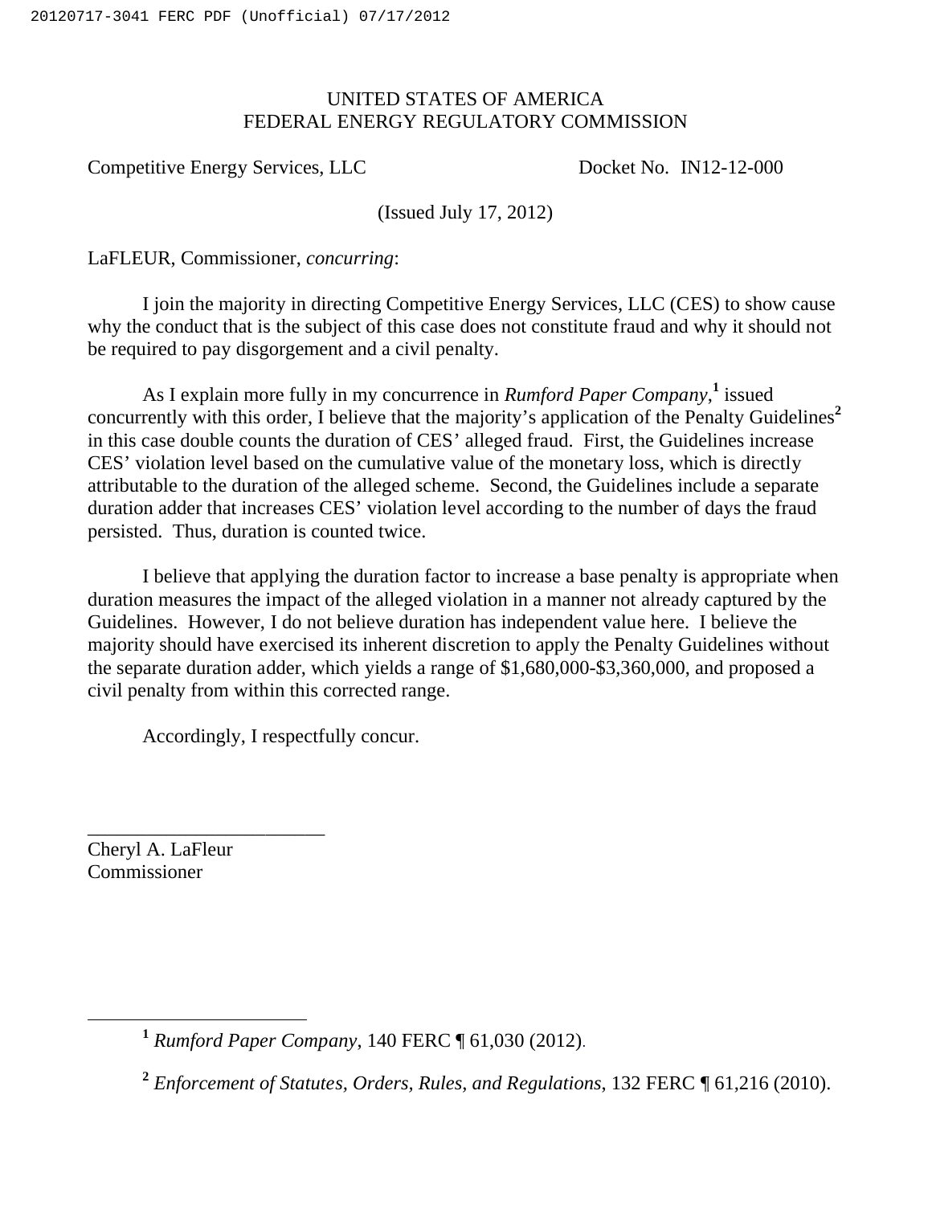UNITED STATES OF AMERICA
FEDERAL ENERGY REGULATORY COMMISSION

Competitive Energy Services, LLC                    Docket No. IN12-12-000

(Issued July 17, 2012)

LaFLEUR, Commissioner, *concurring*:

I join the majority in directing Competitive Energy Services, LLC (CES) to show cause why the conduct that is the subject of this case does not constitute fraud and why it should not be required to pay disgorgement and a civil penalty.

As I explain more fully in my concurrence in *Rumford Paper Company*,[1] issued concurrently with this order, I believe that the majority's application of the Penalty Guidelines[2] in this case double counts the duration of CES' alleged fraud. First, the Guidelines increase CES' violation level based on the cumulative value of the monetary loss, which is directly attributable to the duration of the alleged scheme. Second, the Guidelines include a separate duration adder that increases CES' violation level according to the number of days the fraud persisted. Thus, duration is counted twice.

I believe that applying the duration factor to increase a base penalty is appropriate when duration measures the impact of the alleged violation in a manner not already captured by the Guidelines. However, I do not believe duration has independent value here. I believe the majority should have exercised its inherent discretion to apply the Penalty Guidelines without the separate duration adder, which yields a range of $1,680,000-$3,360,000, and proposed a civil penalty from within this corrected range.

Accordingly, I respectfully concur.

\_\_\_\_\_\_\_\_\_\_\_\_\_\_\_\_\_\_\_\_\_\_\_\_
Cheryl A. LaFleur
Commissioner

---

[1] *Rumford Paper Company*, 140 FERC ¶ 61,030 (2012).

[2] *Enforcement of Statutes, Orders, Rules, and Regulations*, 132 FERC ¶ 61,216 (2010).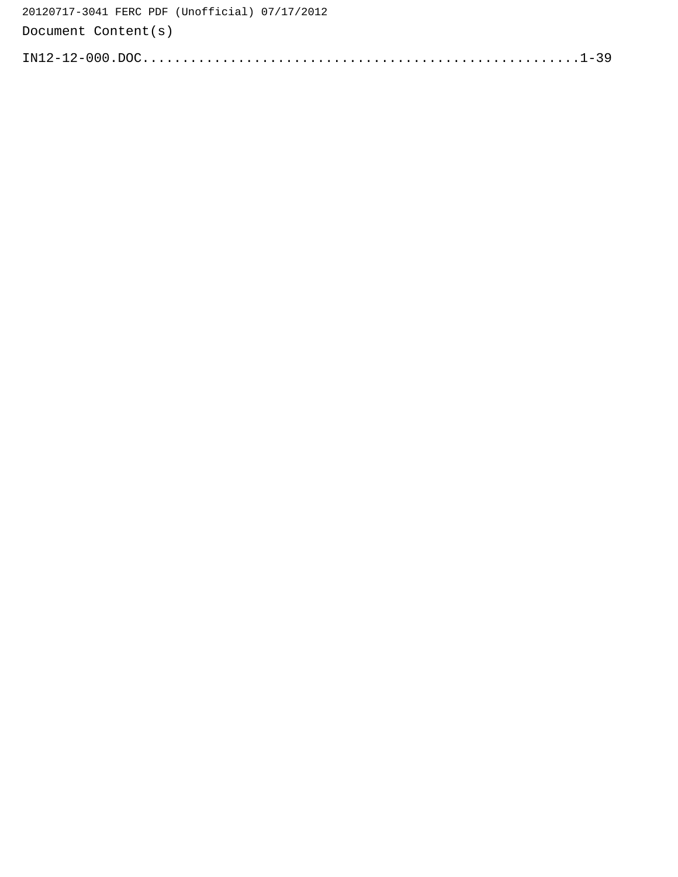Document Content(s)

IN12-12-000.DOC.....................................................1-39